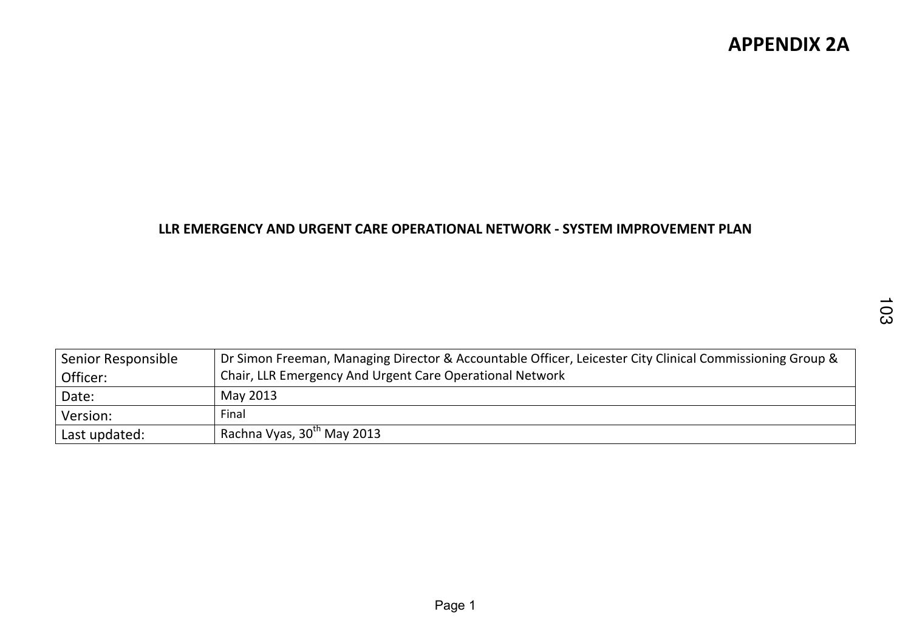# APPENDIX 2A

## LLR EMERGENCY AND URGENT CARE OPERATIONAL NETWORK - SYSTEM IMPROVEMENT PLAN

| Senior Responsible Officer: | Dr Simon Freeman, Managing Director & Accountable Officer, Leicester City Clinical Commissioning Group & Chair, LLR Emergency And Urgent Care Operational Network |
| --- | --- |
| Date: | May 2013 |
| Version: | Final |
| Last updated: | Rachna Vyas, 30th May 2013 |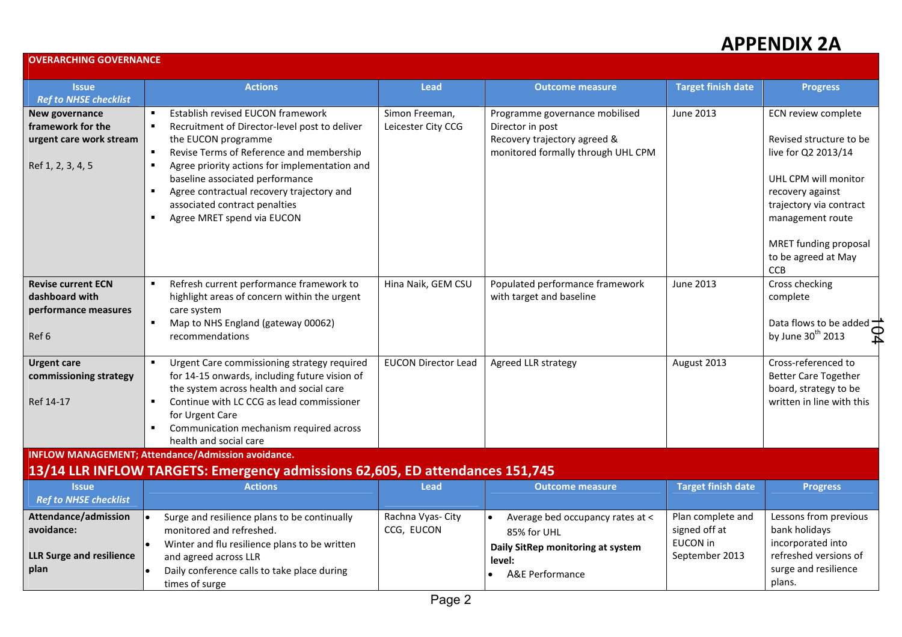# APPENDIX 2A

| OVERARCHING GOVERNANCE | | | | | |
|---|---|---|---|---|---|
| **Issue** *Ref to NHSE checklist* | **Actions** | **Lead** | **Outcome measure** | **Target finish date** | **Progress** |
| **New governance framework for the urgent care work stream** Ref 1, 2, 3, 4, 5 | ▪ Establish revised EUCON framework<br>▪ Recruitment of Director-level post to deliver the EUCON programme<br>▪ Revise Terms of Reference and membership<br>▪ Agree priority actions for implementation and baseline associated performance<br>▪ Agree contractual recovery trajectory and associated contract penalties<br>▪ Agree MRET spend via EUCON | Simon Freeman, Leicester City CCG | Programme governance mobilised<br>Director in post<br>Recovery trajectory agreed & monitored formally through UHL CPM | June 2013 | ECN review complete<br><br>Revised structure to be live for Q2 2013/14<br><br>UHL CPM will monitor recovery against trajectory via contract management route<br><br>MRET funding proposal to be agreed at May CCB |
| **Revise current ECN dashboard with performance measures** Ref 6 | ▪ Refresh current performance framework to highlight areas of concern within the urgent care system<br>▪ Map to NHS England (gateway 00062) recommendations | Hina Naik, GEM CSU | Populated performance framework with target and baseline | June 2013 | Cross checking complete<br><br>Data flows to be added by June 30th 2013 |
| **Urgent care commissioning strategy** Ref 14-17 | ▪ Urgent Care commissioning strategy required for 14-15 onwards, including future vision of the system across health and social care<br>▪ Continue with LC CCG as lead commissioner for Urgent Care<br>▪ Communication mechanism required across health and social care | EUCON Director Lead | Agreed LLR strategy | August 2013 | Cross-referenced to Better Care Together board, strategy to be written in line with this |

**INFLOW MANAGEMENT; Attendance/Admission avoidance.**

## 13/14 LLR INFLOW TARGETS: Emergency admissions 62,605, ED attendances 151,745

| **Issue** *Ref to NHSE checklist* | **Actions** | **Lead** | **Outcome measure** | **Target finish date** | **Progress** |
|---|---|---|---|---|---|
| **Attendance/admission avoidance:** **LLR Surge and resilience plan** | • Surge and resilience plans to be continually monitored and refreshed.<br>• Winter and flu resilience plans to be written and agreed across LLR<br>• Daily conference calls to take place during times of surge | Rachna Vyas- City CCG, EUCON | • Average bed occupancy rates at < 85% for UHL<br>**Daily SitRep monitoring at system level:**<br>• A&E Performance | Plan complete and signed off at EUCON in September 2013 | Lessons from previous bank holidays incorporated into refreshed versions of surge and resilience plans. |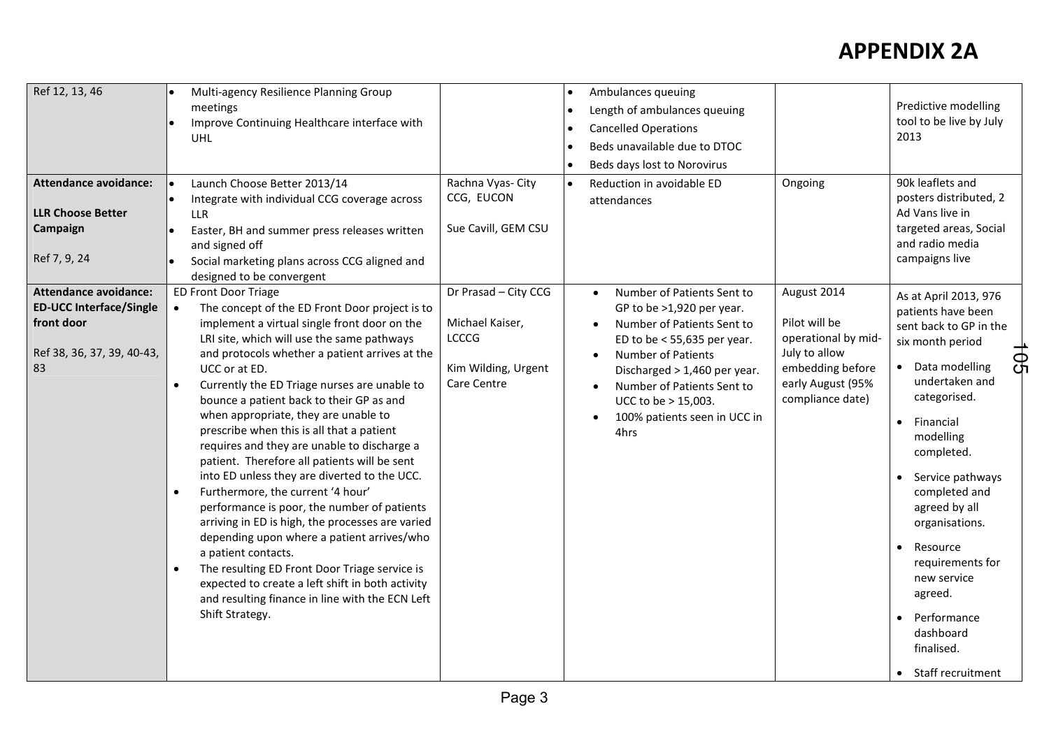# APPENDIX 2A

| | | | | | |
|---|---|---|---|---|---|
| Ref 12, 13, 46 | • Multi-agency Resilience Planning Group meetings<br>• Improve Continuing Healthcare interface with UHL | | • Ambulances queuing<br>• Length of ambulances queuing<br>• Cancelled Operations<br>• Beds unavailable due to DTOC<br>• Beds days lost to Norovirus | | Predictive modelling tool to be live by July 2013 |
| **Attendance avoidance:**<br><br>**LLR Choose Better Campaign**<br><br>Ref 7, 9, 24 | • Launch Choose Better 2013/14<br>• Integrate with individual CCG coverage across LLR<br>• Easter, BH and summer press releases written and signed off<br>• Social marketing plans across CCG aligned and designed to be convergent | Rachna Vyas- City CCG, EUCON<br><br>Sue Cavill, GEM CSU | • Reduction in avoidable ED attendances | Ongoing | 90k leaflets and posters distributed, 2 Ad Vans live in targeted areas, Social and radio media campaigns live |
| **Attendance avoidance: ED-UCC Interface/Single front door**<br><br>Ref 38, 36, 37, 39, 40-43, 83 | ED Front Door Triage<br>• The concept of the ED Front Door project is to implement a virtual single front door on the LRI site, which will use the same pathways and protocols whether a patient arrives at the UCC or at ED.<br>• Currently the ED Triage nurses are unable to bounce a patient back to their GP as and when appropriate, they are unable to prescribe when this is all that a patient requires and they are unable to discharge a patient. Therefore all patients will be sent into ED unless they are diverted to the UCC.<br>• Furthermore, the current '4 hour' performance is poor, the number of patients arriving in ED is high, the processes are varied depending upon where a patient arrives/who a patient contacts.<br>• The resulting ED Front Door Triage service is expected to create a left shift in both activity and resulting finance in line with the ECN Left Shift Strategy. | Dr Prasad – City CCG<br><br>Michael Kaiser, LCCCG<br><br>Kim Wilding, Urgent Care Centre | • Number of Patients Sent to GP to be >1,920 per year.<br>• Number of Patients Sent to ED to be < 55,635 per year.<br>• Number of Patients Discharged > 1,460 per year.<br>• Number of Patients Sent to UCC to be > 15,003.<br>• 100% patients seen in UCC in 4hrs | August 2014<br><br>Pilot will be operational by mid-July to allow embedding before early August (95% compliance date) | As at April 2013, 976 patients have been sent back to GP in the six month period<br>• Data modelling undertaken and categorised.<br>• Financial modelling completed.<br>• Service pathways completed and agreed by all organisations.<br>• Resource requirements for new service agreed.<br>• Performance dashboard finalised.<br>• Staff recruitment |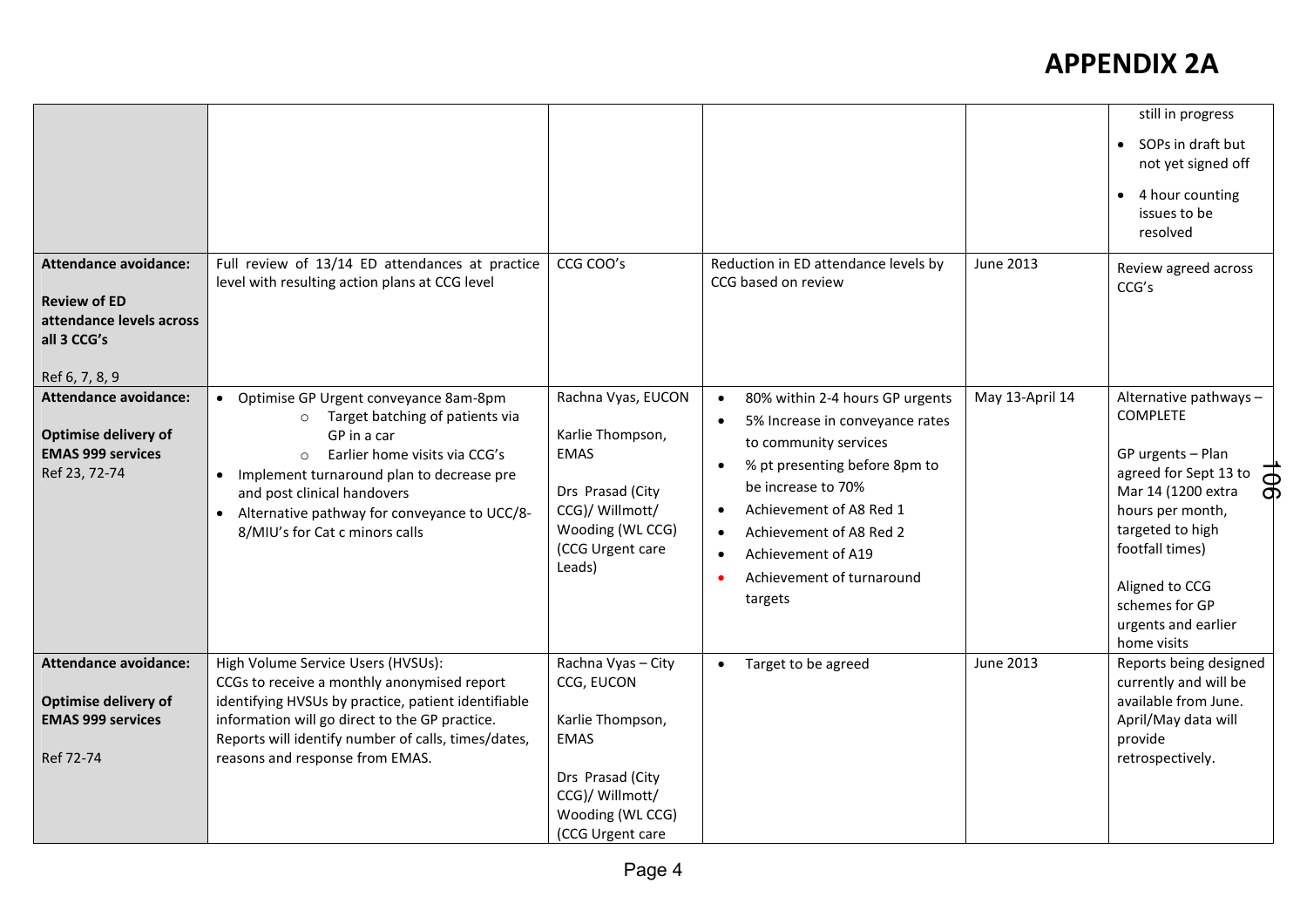# APPENDIX 2A

| | | | | | |
|---|---|---|---|---|---|
| | | | | | still in progress<br>• SOPs in draft but not yet signed off<br>• 4 hour counting issues to be resolved |
| **Attendance avoidance:**<br><br>**Review of ED attendance levels across all 3 CCG's**<br><br>Ref 6, 7, 8, 9 | Full review of 13/14 ED attendances at practice level with resulting action plans at CCG level | CCG COO's | Reduction in ED attendance levels by CCG based on review | June 2013 | Review agreed across CCG's |
| **Attendance avoidance:**<br><br>**Optimise delivery of EMAS 999 services**<br>Ref 23, 72-74 | • Optimise GP Urgent conveyance 8am-8pm<br>  ○ Target batching of patients via GP in a car<br>  ○ Earlier home visits via CCG's<br>• Implement turnaround plan to decrease pre and post clinical handovers<br>• Alternative pathway for conveyance to UCC/8-8/MIU's for Cat c minors calls | Rachna Vyas, EUCON<br><br>Karlie Thompson, EMAS<br><br>Drs Prasad (City CCG)/ Willmott/ Wooding (WL CCG) (CCG Urgent care Leads) | • 80% within 2-4 hours GP urgents<br>• 5% Increase in conveyance rates to community services<br>• % pt presenting before 8pm to be increase to 70%<br>• Achievement of A8 Red 1<br>• Achievement of A8 Red 2<br>• Achievement of A19<br>• Achievement of turnaround targets | May 13-April 14 | Alternative pathways – COMPLETE<br><br>GP urgents – Plan agreed for Sept 13 to Mar 14 (1200 extra hours per month, targeted to high footfall times)<br><br>Aligned to CCG schemes for GP urgents and earlier home visits |
| **Attendance avoidance:**<br><br>**Optimise delivery of EMAS 999 services**<br><br>Ref 72-74 | High Volume Service Users (HVSUs):<br>CCGs to receive a monthly anonymised report identifying HVSUs by practice, patient identifiable information will go direct to the GP practice. Reports will identify number of calls, times/dates, reasons and response from EMAS. | Rachna Vyas – City CCG, EUCON<br><br>Karlie Thompson, EMAS<br><br>Drs Prasad (City CCG)/ Willmott/ Wooding (WL CCG) (CCG Urgent care | • Target to be agreed | June 2013 | Reports being designed currently and will be available from June. April/May data will provide retrospectively. |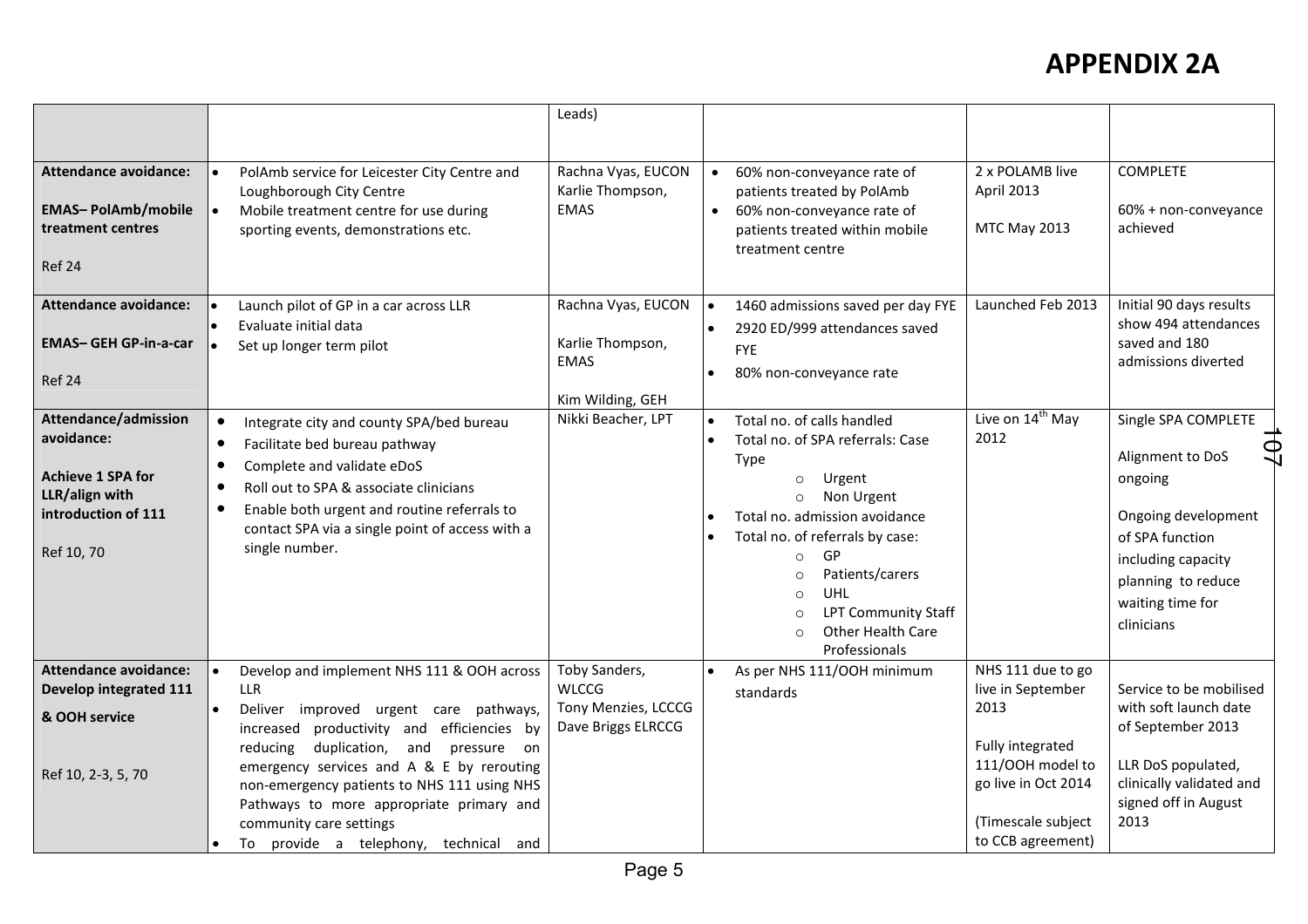# APPENDIX 2A

| | | | | | |
|---|---|---|---|---|---|
| | | Leads) | | | |
| **Attendance avoidance:**<br><br>**EMAS– PolAmb/mobile treatment centres**<br><br>Ref 24 | • PolAmb service for Leicester City Centre and Loughborough City Centre<br>• Mobile treatment centre for use during sporting events, demonstrations etc. | Rachna Vyas, EUCON<br>Karlie Thompson, EMAS | • 60% non-conveyance rate of patients treated by PolAmb<br>• 60% non-conveyance rate of patients treated within mobile treatment centre | 2 x POLAMB live April 2013<br><br>MTC May 2013 | COMPLETE<br><br>60% + non-conveyance achieved |
| **Attendance avoidance:**<br><br>**EMAS– GEH GP-in-a-car**<br><br>Ref 24 | • Launch pilot of GP in a car across LLR<br>• Evaluate initial data<br>• Set up longer term pilot | Rachna Vyas, EUCON<br><br>Karlie Thompson, EMAS<br><br>Kim Wilding, GEH | • 1460 admissions saved per day FYE<br>• 2920 ED/999 attendances saved FYE<br>• 80% non-conveyance rate | Launched Feb 2013 | Initial 90 days results show 494 attendances saved and 180 admissions diverted |
| **Attendance/admission avoidance:**<br><br>**Achieve 1 SPA for LLR/align with introduction of 111**<br><br>Ref 10, 70 | • Integrate city and county SPA/bed bureau<br>• Facilitate bed bureau pathway<br>• Complete and validate eDoS<br>• Roll out to SPA & associate clinicians<br>• Enable both urgent and routine referrals to contact SPA via a single point of access with a single number. | Nikki Beacher, LPT | • Total no. of calls handled<br>• Total no. of SPA referrals: Case Type<br>  ○ Urgent<br>  ○ Non Urgent<br>• Total no. admission avoidance<br>• Total no. of referrals by case:<br>  ○ GP<br>  ○ Patients/carers<br>  ○ UHL<br>  ○ LPT Community Staff<br>  ○ Other Health Care Professionals | Live on 14th May 2012 | Single SPA COMPLETE<br><br>Alignment to DoS ongoing<br><br>Ongoing development of SPA function including capacity planning to reduce waiting time for clinicians |
| **Attendance avoidance: Develop integrated 111 & OOH service**<br><br>Ref 10, 2-3, 5, 70 | • Develop and implement NHS 111 & OOH across LLR<br>• Deliver improved urgent care pathways, increased productivity and efficiencies by reducing duplication, and pressure on emergency services and A & E by rerouting non-emergency patients to NHS 111 using NHS Pathways to more appropriate primary and community care settings<br>• To provide a telephony, technical and | Toby Sanders, WLCCG<br>Tony Menzies, LCCCG<br>Dave Briggs ELRCCG | • As per NHS 111/OOH minimum standards | NHS 111 due to go live in September 2013<br><br>Fully integrated 111/OOH model to go live in Oct 2014<br><br>(Timescale subject to CCB agreement) | Service to be mobilised with soft launch date of September 2013<br><br>LLR DoS populated, clinically validated and signed off in August 2013 |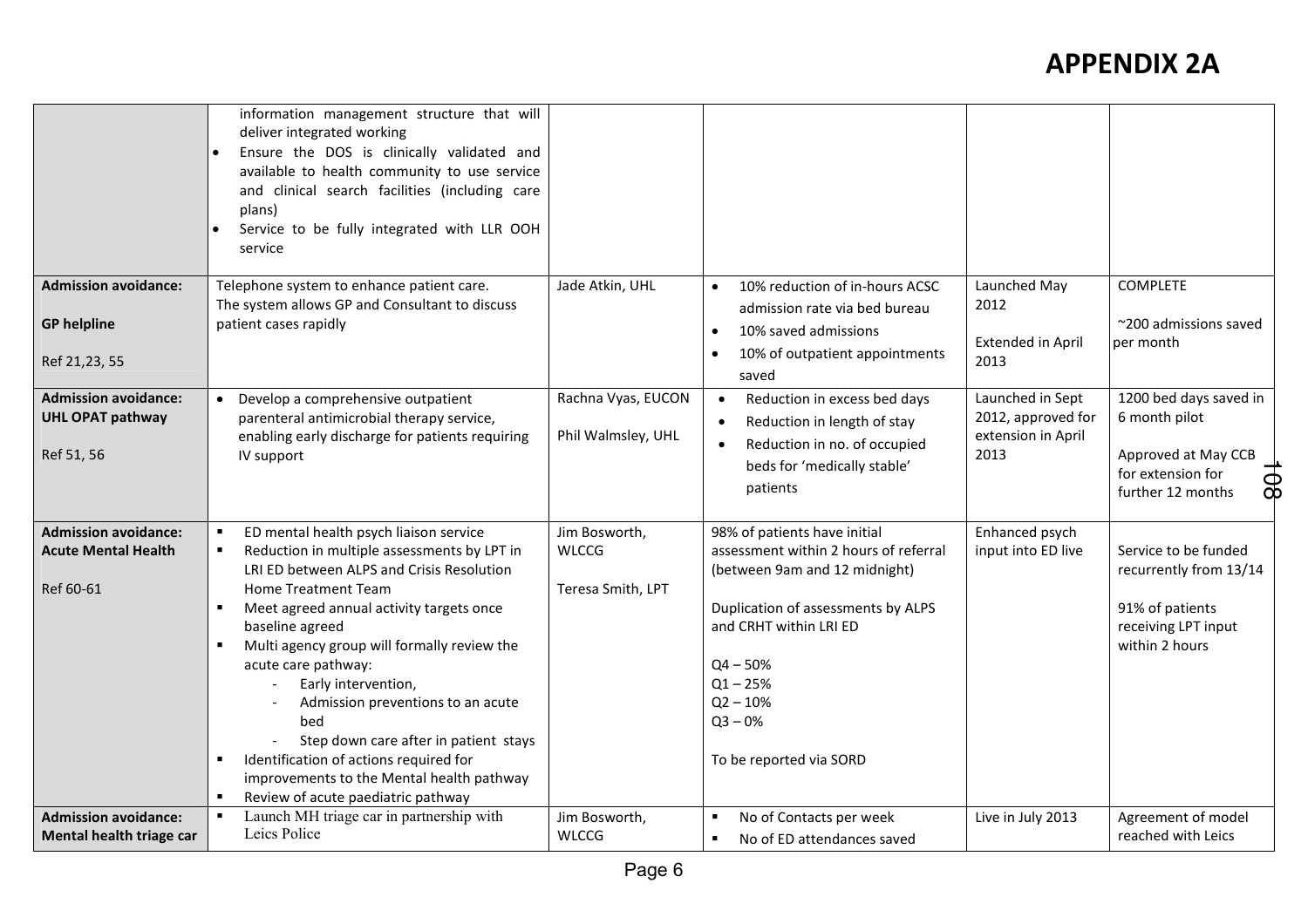# APPENDIX 2A

| | | | | | |
|---|---|---|---|---|---|
| | information management structure that will deliver integrated working<br>• Ensure the DOS is clinically validated and available to health community to use service and clinical search facilities (including care plans)<br>• Service to be fully integrated with LLR OOH service | | | | |
| **Admission avoidance:**<br><br>**GP helpline**<br><br>Ref 21,23, 55 | Telephone system to enhance patient care. The system allows GP and Consultant to discuss patient cases rapidly | Jade Atkin, UHL | • 10% reduction of in-hours ACSC admission rate via bed bureau<br>• 10% saved admissions<br>• 10% of outpatient appointments saved | Launched May 2012<br><br>Extended in April 2013 | COMPLETE<br><br>~200 admissions saved per month |
| **Admission avoidance:**<br>**UHL OPAT pathway**<br><br>Ref 51, 56 | • Develop a comprehensive outpatient parenteral antimicrobial therapy service, enabling early discharge for patients requiring IV support | Rachna Vyas, EUCON<br><br>Phil Walmsley, UHL | • Reduction in excess bed days<br>• Reduction in length of stay<br>• Reduction in no. of occupied beds for 'medically stable' patients | Launched in Sept 2012, approved for extension in April 2013 | 1200 bed days saved in 6 month pilot<br><br>Approved at May CCB for extension for further 12 months |
| **Admission avoidance:**<br>**Acute Mental Health**<br><br>Ref 60-61 | ▪ ED mental health psych liaison service<br>▪ Reduction in multiple assessments by LPT in LRI ED between ALPS and Crisis Resolution Home Treatment Team<br>▪ Meet agreed annual activity targets once baseline agreed<br>▪ Multi agency group will formally review the acute care pathway:<br>- Early intervention,<br>- Admission preventions to an acute bed<br>- Step down care after in patient stays<br>▪ Identification of actions required for improvements to the Mental health pathway<br>▪ Review of acute paediatric pathway | Jim Bosworth, WLCCG<br><br>Teresa Smith, LPT | 98% of patients have initial assessment within 2 hours of referral (between 9am and 12 midnight)<br><br>Duplication of assessments by ALPS and CRHT within LRI ED<br><br>Q4 – 50%<br>Q1 – 25%<br>Q2 – 10%<br>Q3 – 0%<br><br>To be reported via SORD | Enhanced psych input into ED live | Service to be funded recurrently from 13/14<br><br>91% of patients receiving LPT input within 2 hours |
| **Admission avoidance:**<br>**Mental health triage car** | ▪ Launch MH triage car in partnership with Leics Police | Jim Bosworth, WLCCG | ▪ No of Contacts per week<br>▪ No of ED attendances saved | Live in July 2013 | Agreement of model reached with Leics |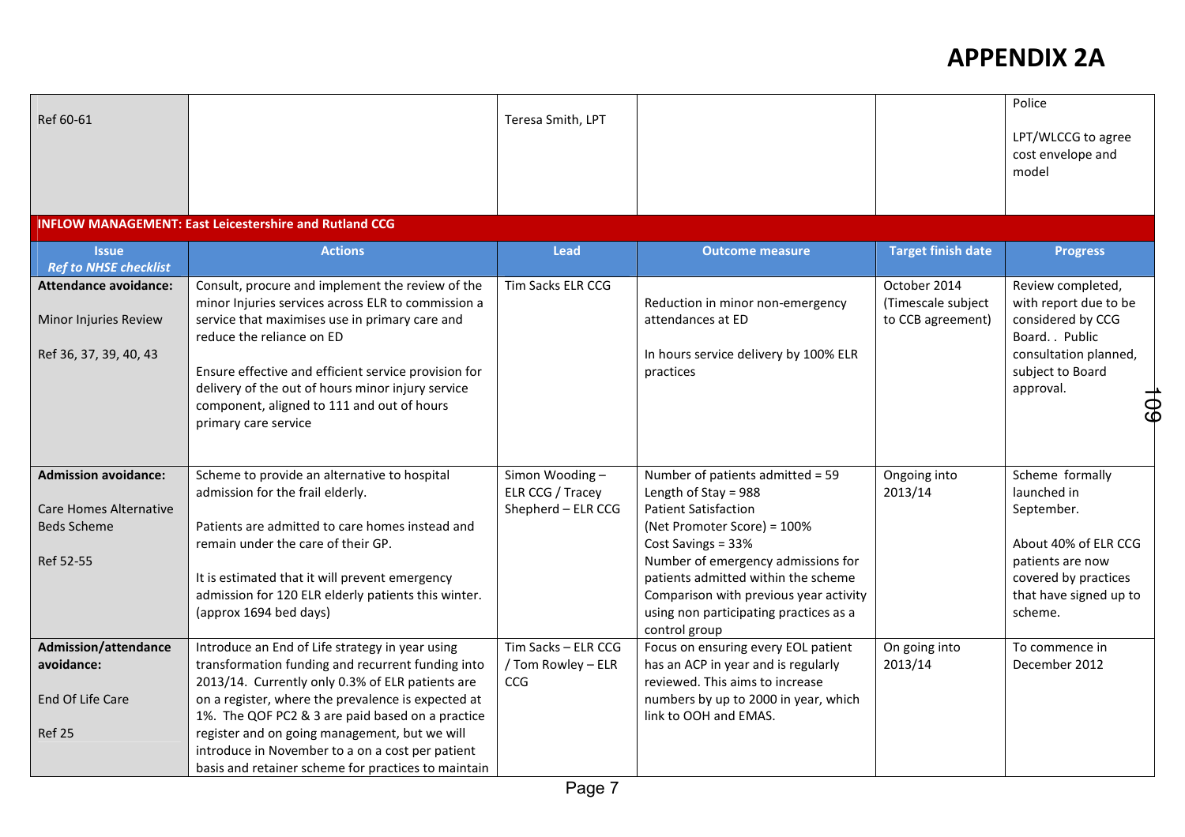# APPENDIX 2A

| | | | | | |
|---|---|---|---|---|---|
| Ref 60-61 | | Teresa Smith, LPT | | | Police<br><br>LPT/WLCCG to agree cost envelope and model |

**INFLOW MANAGEMENT: East Leicestershire and Rutland CCG**

| Issue *Ref to NHSE checklist* | Actions | Lead | Outcome measure | Target finish date | Progress |
|---|---|---|---|---|---|
| **Attendance avoidance:**<br><br>Minor Injuries Review<br><br>Ref 36, 37, 39, 40, 43 | Consult, procure and implement the review of the minor Injuries services across ELR to commission a service that maximises use in primary care and reduce the reliance on ED<br><br>Ensure effective and efficient service provision for delivery of the out of hours minor injury service component, aligned to 111 and out of hours primary care service | Tim Sacks ELR CCG | Reduction in minor non-emergency attendances at ED<br><br>In hours service delivery by 100% ELR practices | October 2014 (Timescale subject to CCB agreement) | Review completed, with report due to be considered by CCG Board. . Public consultation planned, subject to Board approval. |
| **Admission avoidance:**<br><br>Care Homes Alternative Beds Scheme<br><br>Ref 52-55 | Scheme to provide an alternative to hospital admission for the frail elderly.<br><br>Patients are admitted to care homes instead and remain under the care of their GP.<br><br>It is estimated that it will prevent emergency admission for 120 ELR elderly patients this winter. (approx 1694 bed days) | Simon Wooding – ELR CCG / Tracey Shepherd – ELR CCG | Number of patients admitted = 59<br>Length of Stay = 988<br>Patient Satisfaction<br>(Net Promoter Score) = 100%<br>Cost Savings = 33%<br>Number of emergency admissions for patients admitted within the scheme<br>Comparison with previous year activity using non participating practices as a control group | Ongoing into 2013/14 | Scheme formally launched in September.<br><br>About 40% of ELR CCG patients are now covered by practices that have signed up to scheme. |
| **Admission/attendance avoidance:**<br><br>End Of Life Care<br><br>Ref 25 | Introduce an End of Life strategy in year using transformation funding and recurrent funding into 2013/14. Currently only 0.3% of ELR patients are on a register, where the prevalence is expected at 1%. The QOF PC2 & 3 are paid based on a practice register and on going management, but we will introduce in November to a on a cost per patient basis and retainer scheme for practices to maintain | Tim Sacks – ELR CCG / Tom Rowley – ELR CCG | Focus on ensuring every EOL patient has an ACP in year and is regularly reviewed. This aims to increase numbers by up to 2000 in year, which link to OOH and EMAS. | On going into 2013/14 | To commence in December 2012 |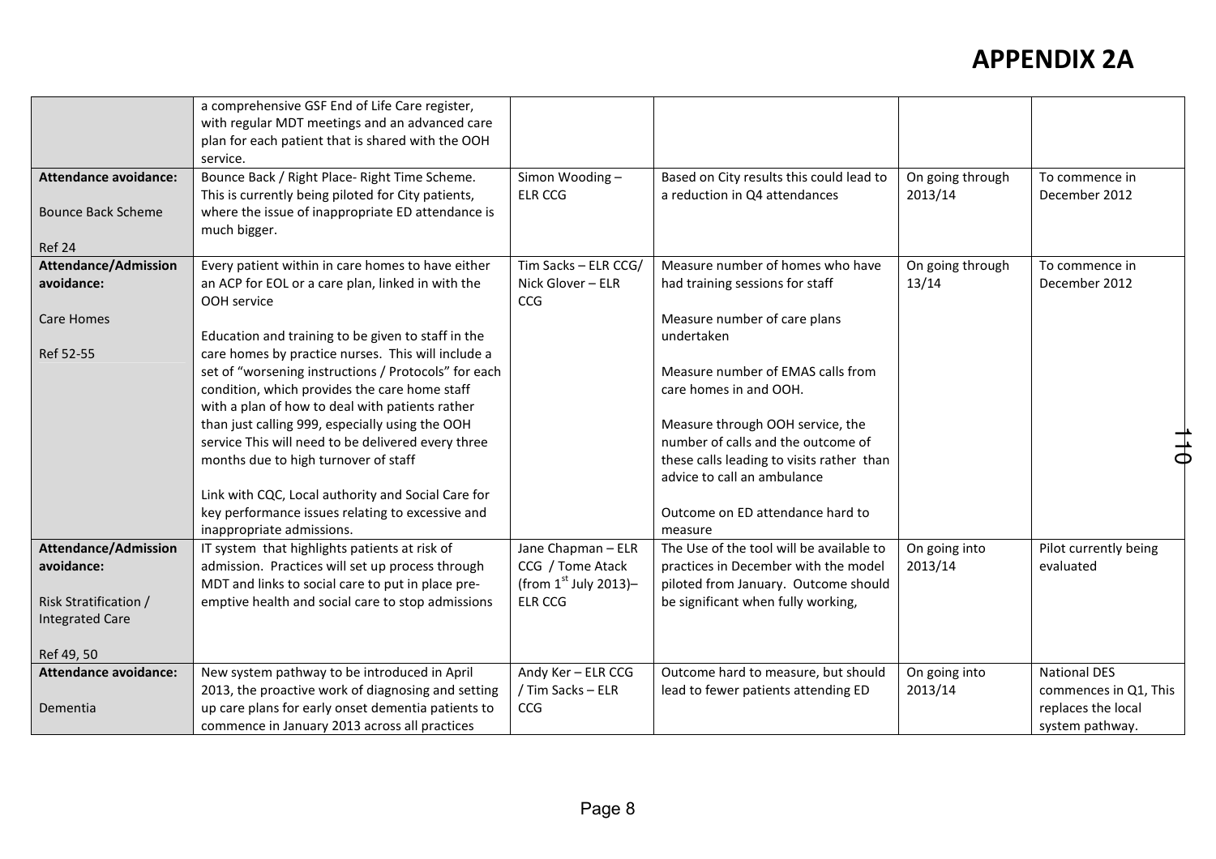# APPENDIX 2A

| | | | | | |
|---|---|---|---|---|---|
| | a comprehensive GSF End of Life Care register, with regular MDT meetings and an advanced care plan for each patient that is shared with the OOH service. | | | | |
| **Attendance avoidance:**<br><br>Bounce Back Scheme<br><br>Ref 24 | Bounce Back / Right Place- Right Time Scheme. This is currently being piloted for City patients, where the issue of inappropriate ED attendance is much bigger. | Simon Wooding – ELR CCG | Based on City results this could lead to a reduction in Q4 attendances | On going through 2013/14 | To commence in December 2012 |
| **Attendance/Admission avoidance:**<br><br>Care Homes<br><br>Ref 52-55 | Every patient within in care homes to have either an ACP for EOL or a care plan, linked in with the OOH service<br><br>Education and training to be given to staff in the care homes by practice nurses. This will include a set of "worsening instructions / Protocols" for each condition, which provides the care home staff with a plan of how to deal with patients rather than just calling 999, especially using the OOH service This will need to be delivered every three months due to high turnover of staff<br><br>Link with CQC, Local authority and Social Care for key performance issues relating to excessive and inappropriate admissions. | Tim Sacks – ELR CCG/ Nick Glover – ELR CCG | Measure number of homes who have had training sessions for staff<br><br>Measure number of care plans undertaken<br><br>Measure number of EMAS calls from care homes in and OOH.<br><br>Measure through OOH service, the number of calls and the outcome of these calls leading to visits rather than advice to call an ambulance<br><br>Outcome on ED attendance hard to measure | On going through 13/14 | To commence in December 2012 |
| **Attendance/Admission avoidance:**<br><br>Risk Stratification / Integrated Care<br><br>Ref 49, 50 | IT system that highlights patients at risk of admission. Practices will set up process through MDT and links to social care to put in place pre-emptive health and social care to stop admissions | Jane Chapman – ELR CCG / Tome Atack (from 1st July 2013)– ELR CCG | The Use of the tool will be available to practices in December with the model piloted from January. Outcome should be significant when fully working, | On going into 2013/14 | Pilot currently being evaluated |
| **Attendance avoidance:**<br><br>Dementia | New system pathway to be introduced in April 2013, the proactive work of diagnosing and setting up care plans for early onset dementia patients to commence in January 2013 across all practices | Andy Ker – ELR CCG / Tim Sacks – ELR CCG | Outcome hard to measure, but should lead to fewer patients attending ED | On going into 2013/14 | National DES commences in Q1, This replaces the local system pathway. |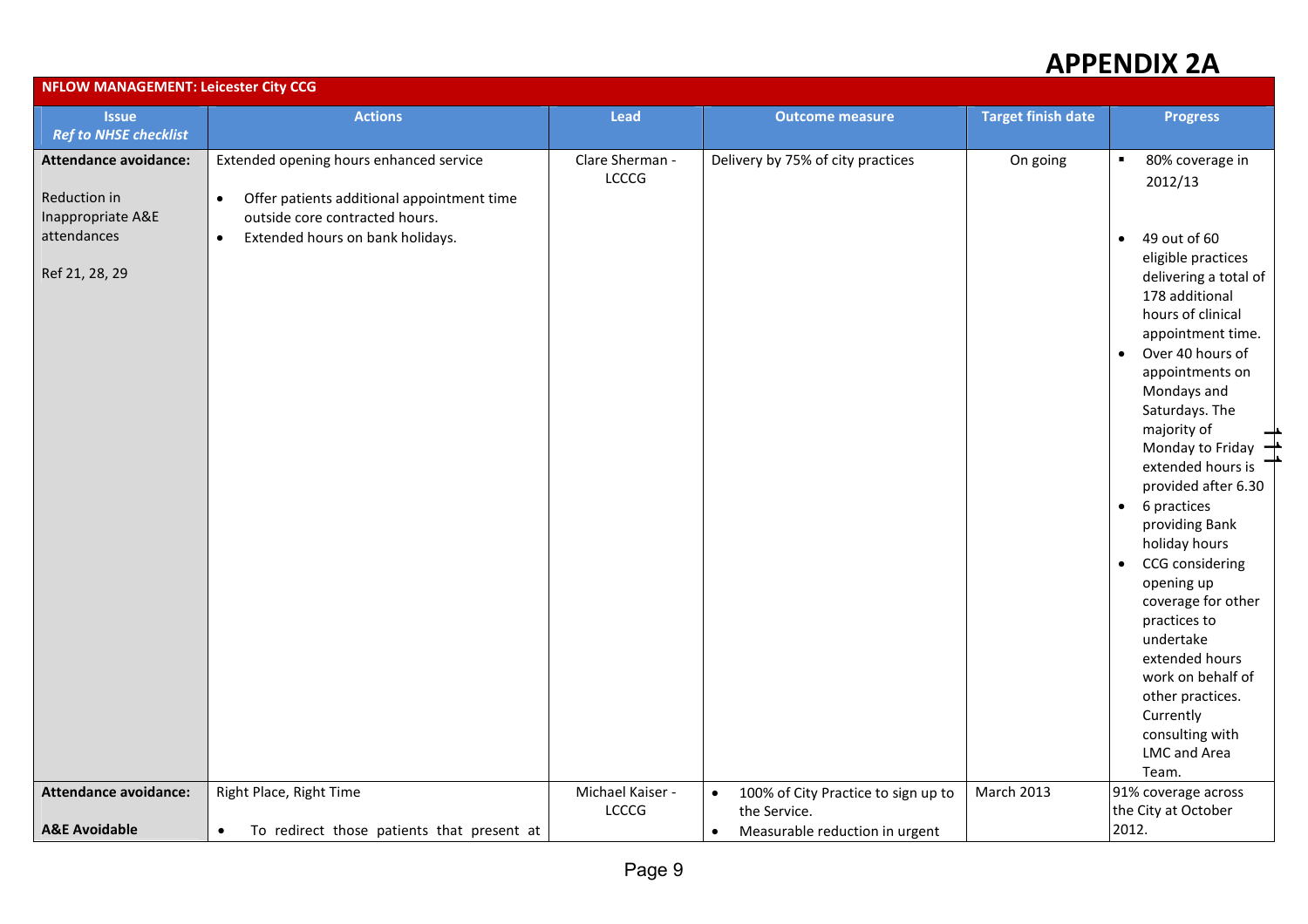# APPENDIX 2A

| NFLOW MANAGEMENT: Leicester City CCG | | | | | |
|---|---|---|---|---|---|
| **Issue** *Ref to NHSE checklist* | **Actions** | **Lead** | **Outcome measure** | **Target finish date** | **Progress** |
| **Attendance avoidance:**<br><br>Reduction in Inappropriate A&E attendances<br><br>Ref 21, 28, 29 | Extended opening hours enhanced service<br><br>• Offer patients additional appointment time outside core contracted hours.<br>• Extended hours on bank holidays. | Clare Sherman - LCCCG | Delivery by 75% of city practices | On going | ▪ 80% coverage in 2012/13<br><br>• 49 out of 60 eligible practices delivering a total of 178 additional hours of clinical appointment time.<br>• Over 40 hours of appointments on Mondays and Saturdays. The majority of Monday to Friday extended hours is provided after 6.30<br>• 6 practices providing Bank holiday hours<br>• CCG considering opening up coverage for other practices to undertake extended hours work on behalf of other practices. Currently consulting with LMC and Area Team. |
| **Attendance avoidance:**<br><br>**A&E Avoidable** | Right Place, Right Time<br><br>• To redirect those patients that present at | Michael Kaiser - LCCCG | • 100% of City Practice to sign up to the Service.<br>• Measurable reduction in urgent | March 2013 | 91% coverage across the City at October 2012. |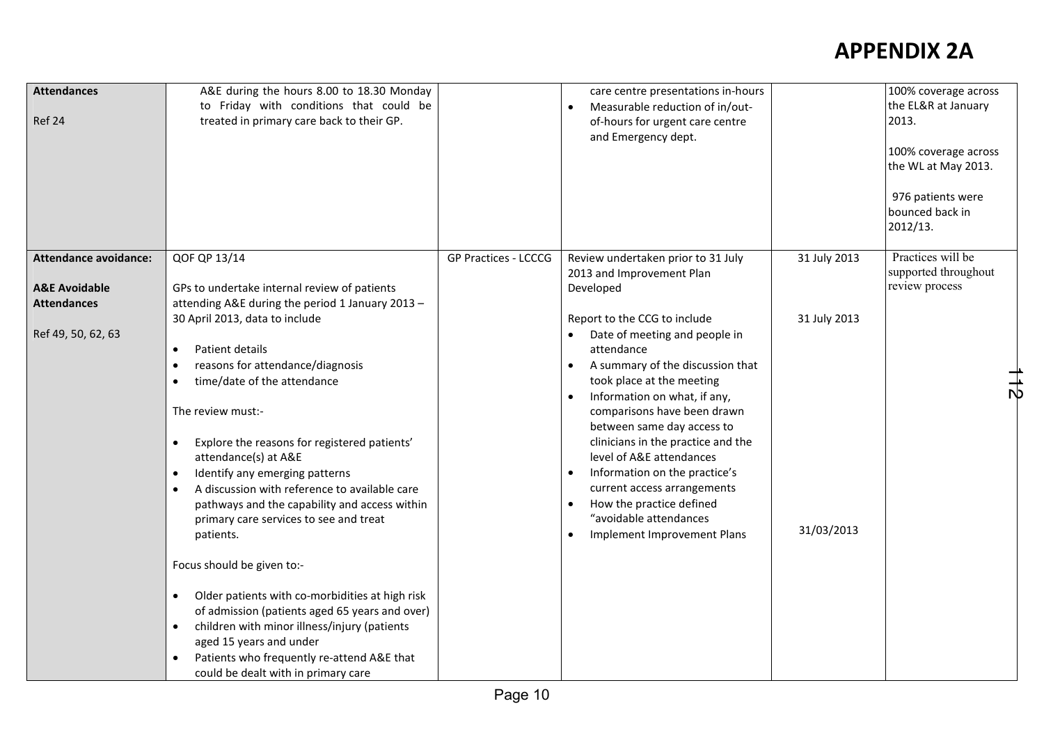# APPENDIX 2A

| | | | | | |
|---|---|---|---|---|---|
| **Attendances**<br><br>Ref 24 | A&E during the hours 8.00 to 18.30 Monday to Friday with conditions that could be treated in primary care back to their GP. | | care centre presentations in-hours<br>• Measurable reduction of in/out-of-hours for urgent care centre and Emergency dept. | | 100% coverage across the EL&R at January 2013.<br><br>100% coverage across the WL at May 2013.<br><br>976 patients were bounced back in 2012/13. |
| **Attendance avoidance:**<br><br>**A&E Avoidable Attendances**<br><br>Ref 49, 50, 62, 63 | QOF QP 13/14<br><br>GPs to undertake internal review of patients attending A&E during the period 1 January 2013 – 30 April 2013, data to include<br><br>• Patient details<br>• reasons for attendance/diagnosis<br>• time/date of the attendance<br><br>The review must:-<br><br>• Explore the reasons for registered patients' attendance(s) at A&E<br>• Identify any emerging patterns<br>• A discussion with reference to available care pathways and the capability and access within primary care services to see and treat patients.<br><br>Focus should be given to:-<br><br>• Older patients with co-morbidities at high risk of admission (patients aged 65 years and over)<br>• children with minor illness/injury (patients aged 15 years and under<br>• Patients who frequently re-attend A&E that could be dealt with in primary care | GP Practices - LCCCG | Review undertaken prior to 31 July 2013 and Improvement Plan Developed<br><br>Report to the CCG to include<br>• Date of meeting and people in attendance<br>• A summary of the discussion that took place at the meeting<br>• Information on what, if any, comparisons have been drawn between same day access to clinicians in the practice and the level of A&E attendances<br>• Information on the practice's current access arrangements<br>• How the practice defined "avoidable attendances<br>• Implement Improvement Plans | 31 July 2013<br><br>31 July 2013<br><br>31/03/2013 | Practices will be supported throughout review process |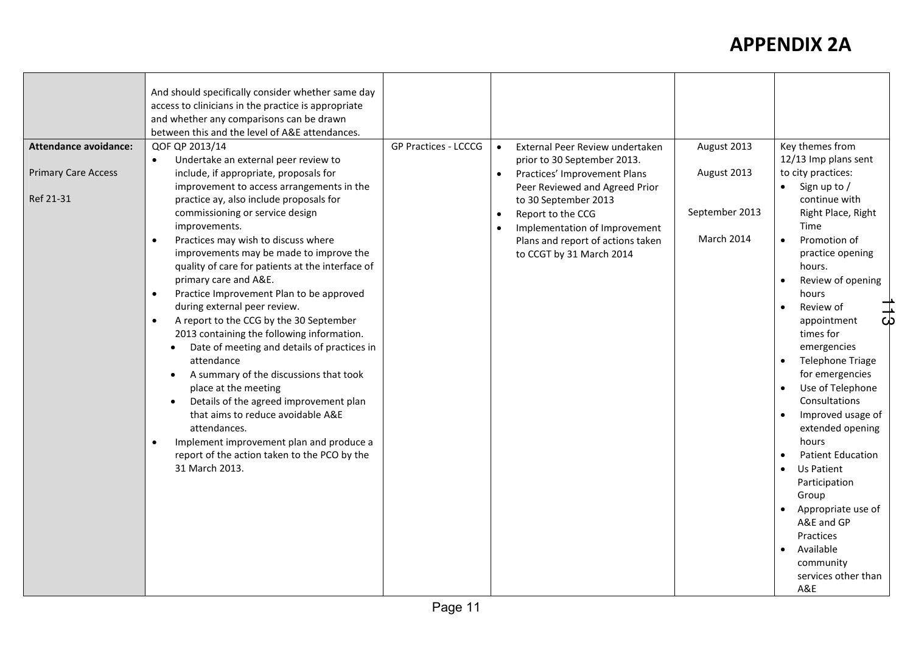# APPENDIX 2A

| | | | | | |
|---|---|---|---|---|---|
| | And should specifically consider whether same day access to clinicians in the practice is appropriate and whether any comparisons can be drawn between this and the level of A&E attendances. | | | | |
| **Attendance avoidance:**<br><br>Primary Care Access<br><br>Ref 21-31 | QOF QP 2013/14<br>• Undertake an external peer review to include, if appropriate, proposals for improvement to access arrangements in the practice ay, also include proposals for commissioning or service design improvements.<br>• Practices may wish to discuss where improvements may be made to improve the quality of care for patients at the interface of primary care and A&E.<br>• Practice Improvement Plan to be approved during external peer review.<br>• A report to the CCG by the 30 September 2013 containing the following information.<br>  • Date of meeting and details of practices in attendance<br>  • A summary of the discussions that took place at the meeting<br>  • Details of the agreed improvement plan that aims to reduce avoidable A&E attendances.<br>• Implement improvement plan and produce a report of the action taken to the PCO by the 31 March 2013. | GP Practices - LCCCG | • External Peer Review undertaken prior to 30 September 2013.<br>• Practices' Improvement Plans Peer Reviewed and Agreed Prior to 30 September 2013<br>• Report to the CCG<br>• Implementation of Improvement Plans and report of actions taken to CCGT by 31 March 2014 | August 2013<br><br>August 2013<br><br>September 2013<br><br>March 2014 | Key themes from 12/13 Imp plans sent to city practices:<br>• Sign up to / continue with Right Place, Right Time<br>• Promotion of practice opening hours.<br>• Review of opening hours<br>• Review of appointment times for emergencies<br>• Telephone Triage for emergencies<br>• Use of Telephone Consultations<br>• Improved usage of extended opening hours<br>• Patient Education<br>• Us Patient Participation Group<br>• Appropriate use of A&E and GP Practices<br>• Available community services other than A&E |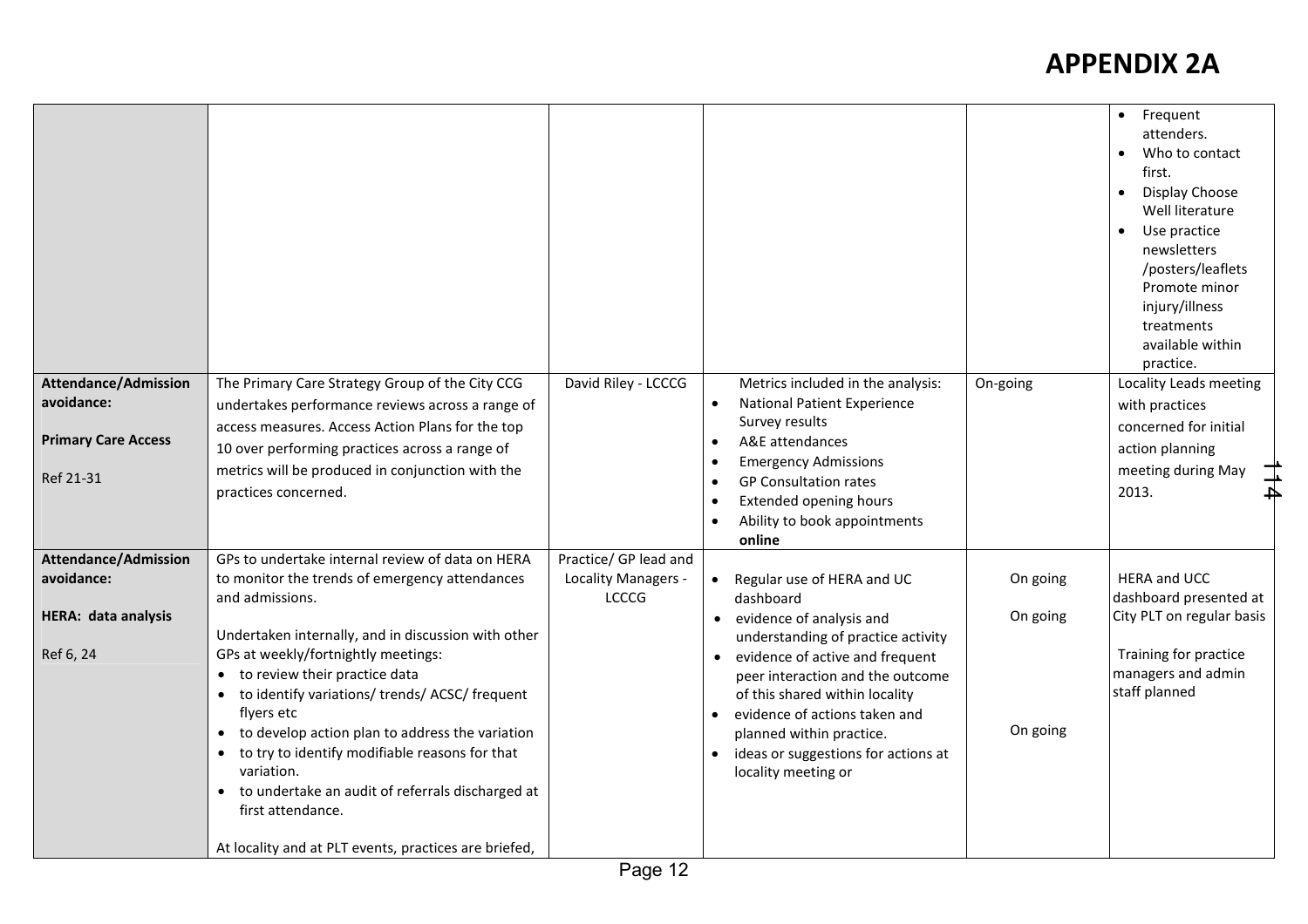# APPENDIX 2A

| | | | | | |
|---|---|---|---|---|---|
| | | | | | • Frequent attenders.<br>• Who to contact first.<br>• Display Choose Well literature<br>• Use practice newsletters /posters/leaflets Promote minor injury/illness treatments available within practice. |
| **Attendance/Admission avoidance:**<br><br>**Primary Care Access**<br><br>Ref 21-31 | The Primary Care Strategy Group of the City CCG undertakes performance reviews across a range of access measures. Access Action Plans for the top 10 over performing practices across a range of metrics will be produced in conjunction with the practices concerned. | David Riley - LCCCG | Metrics included in the analysis:<br>• National Patient Experience Survey results<br>• A&E attendances<br>• Emergency Admissions<br>• GP Consultation rates<br>• Extended opening hours<br>• Ability to book appointments **online** | On-going | Locality Leads meeting with practices concerned for initial action planning meeting during May 2013. |
| **Attendance/Admission avoidance:**<br><br>**HERA: data analysis**<br><br>Ref 6, 24 | GPs to undertake internal review of data on HERA to monitor the trends of emergency attendances and admissions.<br><br>Undertaken internally, and in discussion with other GPs at weekly/fortnightly meetings:<br>• to review their practice data<br>• to identify variations/ trends/ ACSC/ frequent flyers etc<br>• to develop action plan to address the variation<br>• to try to identify modifiable reasons for that variation.<br>• to undertake an audit of referrals discharged at first attendance.<br><br>At locality and at PLT events, practices are briefed, | Practice/ GP lead and Locality Managers - LCCCG | • Regular use of HERA and UC dashboard<br>• evidence of analysis and understanding of practice activity<br>• evidence of active and frequent peer interaction and the outcome of this shared within locality<br>• evidence of actions taken and planned within practice.<br>• ideas or suggestions for actions at locality meeting or | On going<br><br>On going<br><br>On going | HERA and UCC dashboard presented at City PLT on regular basis<br><br>Training for practice managers and admin staff planned |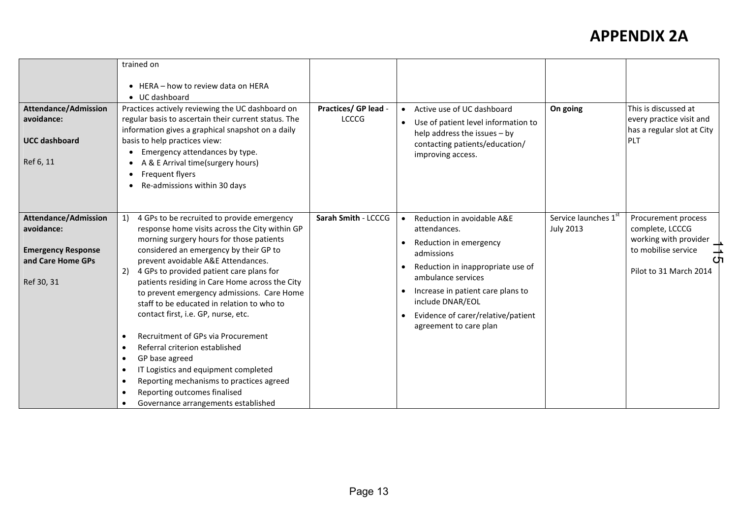# APPENDIX 2A

| | | | | | |
|---|---|---|---|---|---|
| | trained on<br><br>• HERA – how to review data on HERA<br>• UC dashboard | | | | |
| **Attendance/Admission avoidance:**<br><br>**UCC dashboard**<br><br>Ref 6, 11 | Practices actively reviewing the UC dashboard on regular basis to ascertain their current status. The information gives a graphical snapshot on a daily basis to help practices view:<br>• Emergency attendances by type.<br>• A & E Arrival time(surgery hours)<br>• Frequent flyers<br>• Re-admissions within 30 days | **Practices/ GP lead** - LCCCG | • Active use of UC dashboard<br>• Use of patient level information to help address the issues – by contacting patients/education/ improving access. | **On going** | This is discussed at every practice visit and has a regular slot at City PLT |
| **Attendance/Admission avoidance:**<br><br>**Emergency Response and Care Home GPs**<br><br>Ref 30, 31 | 1) 4 GPs to be recruited to provide emergency response home visits across the City within GP morning surgery hours for those patients considered an emergency by their GP to prevent avoidable A&E Attendances.<br>2) 4 GPs to provided patient care plans for patients residing in Care Home across the City to prevent emergency admissions. Care Home staff to be educated in relation to who to contact first, i.e. GP, nurse, etc.<br><br>• Recruitment of GPs via Procurement<br>• Referral criterion established<br>• GP base agreed<br>• IT Logistics and equipment completed<br>• Reporting mechanisms to practices agreed<br>• Reporting outcomes finalised<br>• Governance arrangements established | **Sarah Smith** - LCCCG | • Reduction in avoidable A&E attendances.<br>• Reduction in emergency admissions<br>• Reduction in inappropriate use of ambulance services<br>• Increase in patient care plans to include DNAR/EOL<br>• Evidence of carer/relative/patient agreement to care plan | Service launches 1st July 2013 | Procurement process complete, LCCCG working with provider to mobilise service<br><br>Pilot to 31 March 2014 |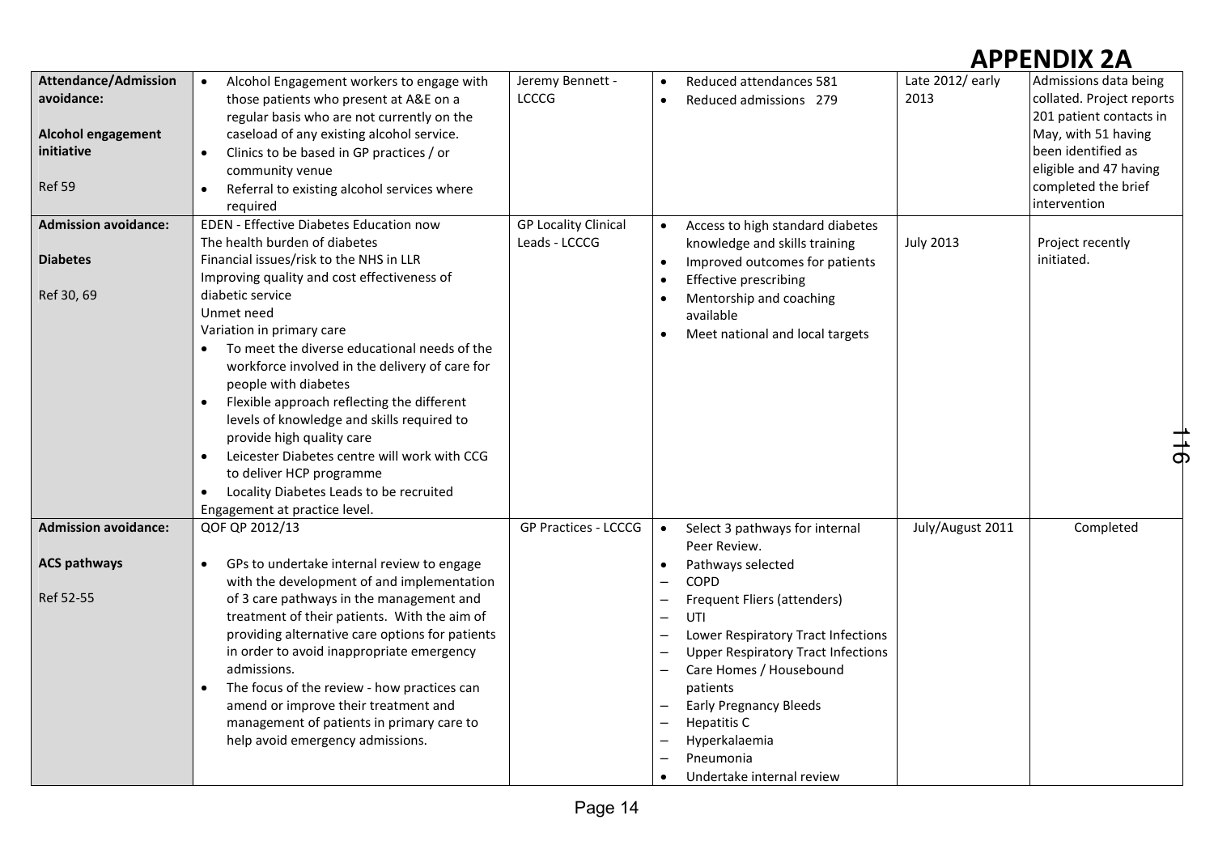# APPENDIX 2A

| | | | | | |
|---|---|---|---|---|---|
| **Attendance/Admission avoidance:**<br><br>**Alcohol engagement initiative**<br><br>Ref 59 | • Alcohol Engagement workers to engage with those patients who present at A&E on a regular basis who are not currently on the caseload of any existing alcohol service.<br>• Clinics to be based in GP practices / or community venue<br>• Referral to existing alcohol services where required | Jeremy Bennett - LCCCG | • Reduced attendances 581<br>• Reduced admissions 279 | Late 2012/ early 2013 | Admissions data being collated. Project reports 201 patient contacts in May, with 51 having been identified as eligible and 47 having completed the brief intervention |
| **Admission avoidance:**<br><br>**Diabetes**<br><br>Ref 30, 69 | EDEN - Effective Diabetes Education now<br>The health burden of diabetes<br>Financial issues/risk to the NHS in LLR<br>Improving quality and cost effectiveness of diabetic service<br>Unmet need<br>Variation in primary care<br>• To meet the diverse educational needs of the workforce involved in the delivery of care for people with diabetes<br>• Flexible approach reflecting the different levels of knowledge and skills required to provide high quality care<br>• Leicester Diabetes centre will work with CCG to deliver HCP programme<br>• Locality Diabetes Leads to be recruited<br>Engagement at practice level. | GP Locality Clinical Leads - LCCCG | • Access to high standard diabetes knowledge and skills training<br>• Improved outcomes for patients<br>• Effective prescribing<br>• Mentorship and coaching available<br>• Meet national and local targets | July 2013 | Project recently initiated. |
| **Admission avoidance:**<br><br>**ACS pathways**<br><br>Ref 52-55 | QOF QP 2012/13<br><br>• GPs to undertake internal review to engage with the development of and implementation of 3 care pathways in the management and treatment of their patients. With the aim of providing alternative care options for patients in order to avoid inappropriate emergency admissions.<br>• The focus of the review - how practices can amend or improve their treatment and management of patients in primary care to help avoid emergency admissions. | GP Practices - LCCCG | • Select 3 pathways for internal Peer Review.<br>• Pathways selected<br>– COPD<br>– Frequent Fliers (attenders)<br>– UTI<br>– Lower Respiratory Tract Infections<br>– Upper Respiratory Tract Infections<br>– Care Homes / Housebound patients<br>– Early Pregnancy Bleeds<br>– Hepatitis C<br>– Hyperkalaemia<br>– Pneumonia<br>• Undertake internal review | July/August 2011 | Completed |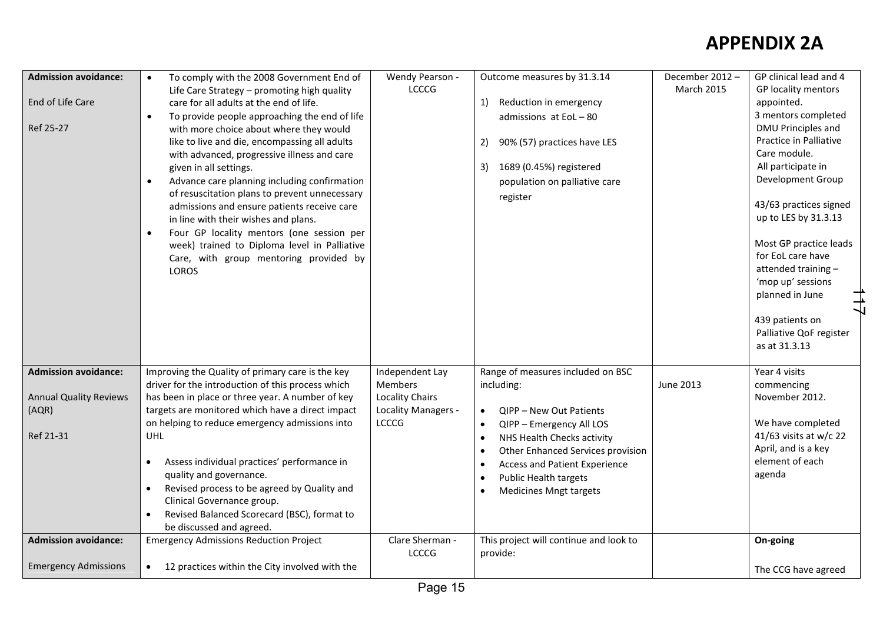# APPENDIX 2A

| | | | | | |
|---|---|---|---|---|---|
| **Admission avoidance:**<br><br>End of Life Care<br><br>Ref 25-27 | • To comply with the 2008 Government End of Life Care Strategy – promoting high quality care for all adults at the end of life.<br>• To provide people approaching the end of life with more choice about where they would like to live and die, encompassing all adults with advanced, progressive illness and care given in all settings.<br>• Advance care planning including confirmation of resuscitation plans to prevent unnecessary admissions and ensure patients receive care in line with their wishes and plans.<br>• Four GP locality mentors (one session per week) trained to Diploma level in Palliative Care, with group mentoring provided by LOROS | Wendy Pearson - LCCCG | Outcome measures by 31.3.14<br><br>1) Reduction in emergency admissions at EoL – 80<br><br>2) 90% (57) practices have LES<br><br>3) 1689 (0.45%) registered population on palliative care register | December 2012 – March 2015 | GP clinical lead and 4 GP locality mentors appointed.<br>3 mentors completed DMU Principles and Practice in Palliative Care module.<br>All participate in Development Group<br><br>43/63 practices signed up to LES by 31.3.13<br><br>Most GP practice leads for EoL care have attended training – 'mop up' sessions planned in June<br><br>439 patients on Palliative QoF register as at 31.3.13 |
| **Admission avoidance:**<br><br>Annual Quality Reviews (AQR)<br><br>Ref 21-31 | Improving the Quality of primary care is the key driver for the introduction of this process which has been in place or three year. A number of key targets are monitored which have a direct impact on helping to reduce emergency admissions into UHL<br><br>• Assess individual practices' performance in quality and governance.<br>• Revised process to be agreed by Quality and Clinical Governance group.<br>• Revised Balanced Scorecard (BSC), format to be discussed and agreed. | Independent Lay Members<br>Locality Chairs<br>Locality Managers - LCCCG | Range of measures included on BSC including:<br><br>• QIPP – New Out Patients<br>• QIPP – Emergency All LOS<br>• NHS Health Checks activity<br>• Other Enhanced Services provision<br>• Access and Patient Experience<br>• Public Health targets<br>• Medicines Mngt targets | June 2013 | Year 4 visits commencing November 2012.<br><br>We have completed 41/63 visits at w/c 22 April, and is a key element of each agenda |
| **Admission avoidance:**<br><br>Emergency Admissions | Emergency Admissions Reduction Project<br><br>• 12 practices within the City involved with the | Clare Sherman - LCCCG | This project will continue and look to provide: | | **On-going**<br><br>The CCG have agreed |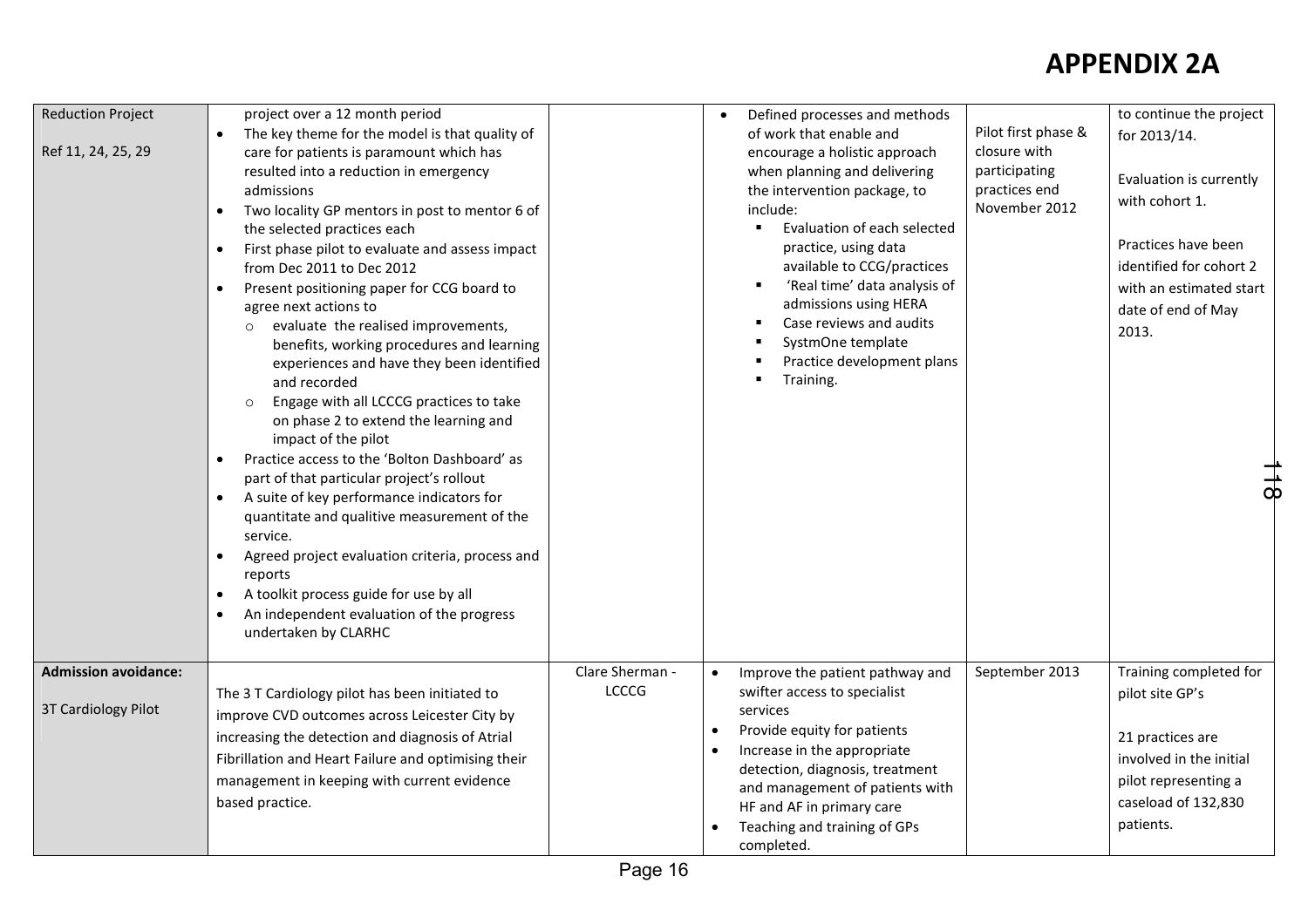# APPENDIX 2A

| | | | | | |
|---|---|---|---|---|---|
| Reduction Project<br><br>Ref 11, 24, 25, 29 | project over a 12 month period<br>• The key theme for the model is that quality of care for patients is paramount which has resulted into a reduction in emergency admissions<br>• Two locality GP mentors in post to mentor 6 of the selected practices each<br>• First phase pilot to evaluate and assess impact from Dec 2011 to Dec 2012<br>• Present positioning paper for CCG board to agree next actions to<br>  o evaluate the realised improvements, benefits, working procedures and learning experiences and have they been identified and recorded<br>  o Engage with all LCCCG practices to take on phase 2 to extend the learning and impact of the pilot<br>• Practice access to the 'Bolton Dashboard' as part of that particular project's rollout<br>• A suite of key performance indicators for quantitate and qualitive measurement of the service.<br>• Agreed project evaluation criteria, process and reports<br>• A toolkit process guide for use by all<br>• An independent evaluation of the progress undertaken by CLARHC | | • Defined processes and methods of work that enable and encourage a holistic approach when planning and delivering the intervention package, to include:<br>  ▪ Evaluation of each selected practice, using data available to CCG/practices<br>  ▪ 'Real time' data analysis of admissions using HERA<br>  ▪ Case reviews and audits<br>  ▪ SystmOne template<br>  ▪ Practice development plans<br>  ▪ Training. | Pilot first phase & closure with participating practices end November 2012 | to continue the project for 2013/14.<br><br>Evaluation is currently with cohort 1.<br><br>Practices have been identified for cohort 2 with an estimated start date of end of May 2013. |
| **Admission avoidance:**<br><br>3T Cardiology Pilot | The 3 T Cardiology pilot has been initiated to improve CVD outcomes across Leicester City by increasing the detection and diagnosis of Atrial Fibrillation and Heart Failure and optimising their management in keeping with current evidence based practice. | Clare Sherman - LCCCG | • Improve the patient pathway and swifter access to specialist services<br>• Provide equity for patients<br>• Increase in the appropriate detection, diagnosis, treatment and management of patients with HF and AF in primary care<br>• Teaching and training of GPs completed. | September 2013 | Training completed for pilot site GP's<br><br>21 practices are involved in the initial pilot representing a caseload of 132,830 patients. |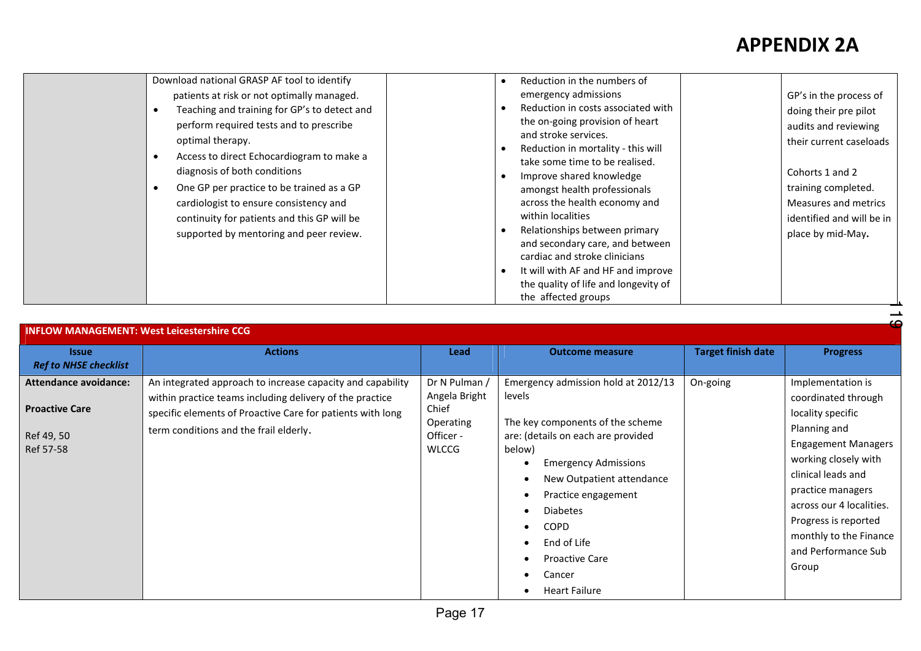# APPENDIX 2A

| | | | | | |
|---|---|---|---|---|---|
| | Download national GRASP AF tool to identify patients at risk or not optimally managed.<br>• Teaching and training for GP's to detect and perform required tests and to prescribe optimal therapy.<br>• Access to direct Echocardiogram to make a diagnosis of both conditions<br>• One GP per practice to be trained as a GP cardiologist to ensure consistency and continuity for patients and this GP will be supported by mentoring and peer review. | | • Reduction in the numbers of emergency admissions<br>• Reduction in costs associated with the on-going provision of heart and stroke services.<br>• Reduction in mortality - this will take some time to be realised.<br>• Improve shared knowledge amongst health professionals across the health economy and within localities<br>• Relationships between primary and secondary care, and between cardiac and stroke clinicians<br>• It will with AF and HF and improve the quality of life and longevity of the affected groups | | GP's in the process of doing their pre pilot audits and reviewing their current caseloads<br><br>Cohorts 1 and 2 training completed. Measures and metrics identified and will be in place by mid-May. |

**INFLOW MANAGEMENT: West Leicestershire CCG**

| Issue<br>*Ref to NHSE checklist* | Actions | Lead | Outcome measure | Target finish date | Progress |
|---|---|---|---|---|---|
| **Attendance avoidance:**<br><br>**Proactive Care**<br><br>Ref 49, 50<br>Ref 57-58 | An integrated approach to increase capacity and capability within practice teams including delivery of the practice specific elements of Proactive Care for patients with long term conditions and the frail elderly. | Dr N Pulman / Angela Bright Chief Operating Officer - WLCCG | Emergency admission hold at 2012/13 levels<br><br>The key components of the scheme are: (details on each are provided below)<br>• Emergency Admissions<br>• New Outpatient attendance<br>• Practice engagement<br>• Diabetes<br>• COPD<br>• End of Life<br>• Proactive Care<br>• Cancer<br>• Heart Failure | On-going | Implementation is coordinated through locality specific Planning and Engagement Managers working closely with clinical leads and practice managers across our 4 localities. Progress is reported monthly to the Finance and Performance Sub Group |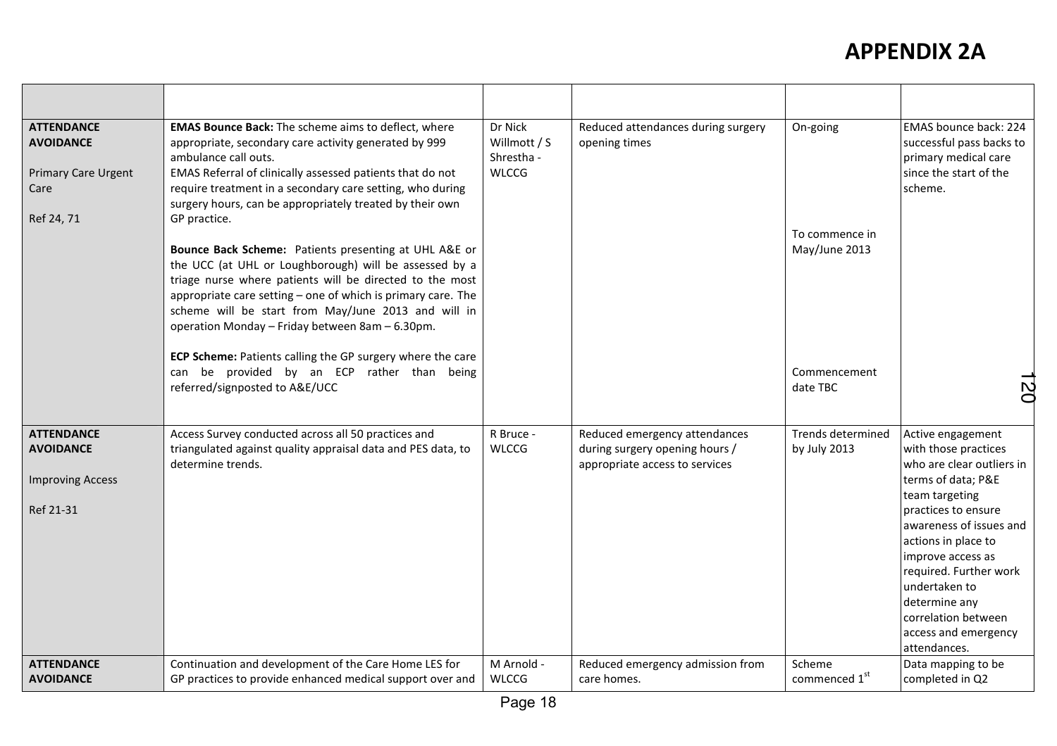# APPENDIX 2A

| | | | | | |
|---|---|---|---|---|---|
| **ATTENDANCE AVOIDANCE**<br><br>Primary Care Urgent Care<br><br>Ref 24, 71 | **EMAS Bounce Back:** The scheme aims to deflect, where appropriate, secondary care activity generated by 999 ambulance call outs.<br>EMAS Referral of clinically assessed patients that do not require treatment in a secondary care setting, who during surgery hours, can be appropriately treated by their own GP practice.<br><br>**Bounce Back Scheme:** Patients presenting at UHL A&E or the UCC (at UHL or Loughborough) will be assessed by a triage nurse where patients will be directed to the most appropriate care setting – one of which is primary care. The scheme will be start from May/June 2013 and will in operation Monday – Friday between 8am – 6.30pm.<br><br>**ECP Scheme:** Patients calling the GP surgery where the care can be provided by an ECP rather than being referred/signposted to A&E/UCC | Dr Nick Willmott / S Shrestha - WLCCG | Reduced attendances during surgery opening times | On-going<br><br>To commence in May/June 2013<br><br>Commencement date TBC | EMAS bounce back: 224 successful pass backs to primary medical care since the start of the scheme. |
| **ATTENDANCE AVOIDANCE**<br><br>Improving Access<br><br>Ref 21-31 | Access Survey conducted across all 50 practices and triangulated against quality appraisal data and PES data, to determine trends. | R Bruce - WLCCG | Reduced emergency attendances during surgery opening hours / appropriate access to services | Trends determined by July 2013 | Active engagement with those practices who are clear outliers in terms of data; P&E team targeting practices to ensure awareness of issues and actions in place to improve access as required. Further work undertaken to determine any correlation between access and emergency attendances. |
| **ATTENDANCE AVOIDANCE** | Continuation and development of the Care Home LES for GP practices to provide enhanced medical support over and | M Arnold - WLCCG | Reduced emergency admission from care homes. | Scheme commenced 1st | Data mapping to be completed in Q2 |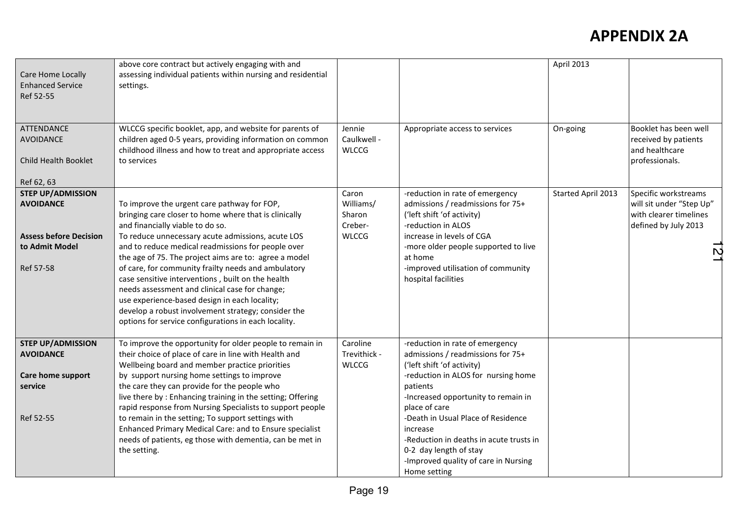# APPENDIX 2A

| | | | | | |
|---|---|---|---|---|---|
| Care Home Locally Enhanced Service<br><br>Ref 52-55 | above core contract but actively engaging with and assessing individual patients within nursing and residential settings. | | | April 2013 | |
| ATTENDANCE AVOIDANCE<br><br>Child Health Booklet<br><br>Ref 62, 63 | WLCCG specific booklet, app, and website for parents of children aged 0-5 years, providing information on common childhood illness and how to treat and appropriate access to services | Jennie Caulkwell - WLCCG | Appropriate access to services | On-going | Booklet has been well received by patients and healthcare professionals. |
| **STEP UP/ADMISSION AVOIDANCE**<br><br>**Assess before Decision to Admit Model**<br><br>Ref 57-58 | To improve the urgent care pathway for FOP, bringing care closer to home where that is clinically and financially viable to do so.<br>To reduce unnecessary acute admissions, acute LOS and to reduce medical readmissions for people over the age of 75. The project aims are to: agree a model of care, for community frailty needs and ambulatory case sensitive interventions , built on the health needs assessment and clinical case for change; use experience-based design in each locality; develop a robust involvement strategy; consider the options for service configurations in each locality. | Caron Williams/ Sharon Creber- WLCCG | -reduction in rate of emergency admissions / readmissions for 75+ ('left shift 'of activity)<br>-reduction in ALOS<br>increase in levels of CGA<br>-more older people supported to live at home<br>-improved utilisation of community hospital facilities | Started April 2013 | Specific workstreams will sit under "Step Up" with clearer timelines defined by July 2013 |
| **STEP UP/ADMISSION AVOIDANCE**<br><br>**Care home support service**<br><br>Ref 52-55 | To improve the opportunity for older people to remain in their choice of place of care in line with Health and Wellbeing board and member practice priorities by support nursing home settings to improve the care they can provide for the people who live there by : Enhancing training in the setting; Offering rapid response from Nursing Specialists to support people to remain in the setting; To support settings with Enhanced Primary Medical Care: and to Ensure specialist needs of patients, eg those with dementia, can be met in the setting. | Caroline Trevithick - WLCCG | -reduction in rate of emergency admissions / readmissions for 75+ ('left shift 'of activity)<br>-reduction in ALOS for nursing home patients<br>-Increased opportunity to remain in place of care<br>-Death in Usual Place of Residence increase<br>-Reduction in deaths in acute trusts in 0-2 day length of stay<br>-Improved quality of care in Nursing Home setting | | |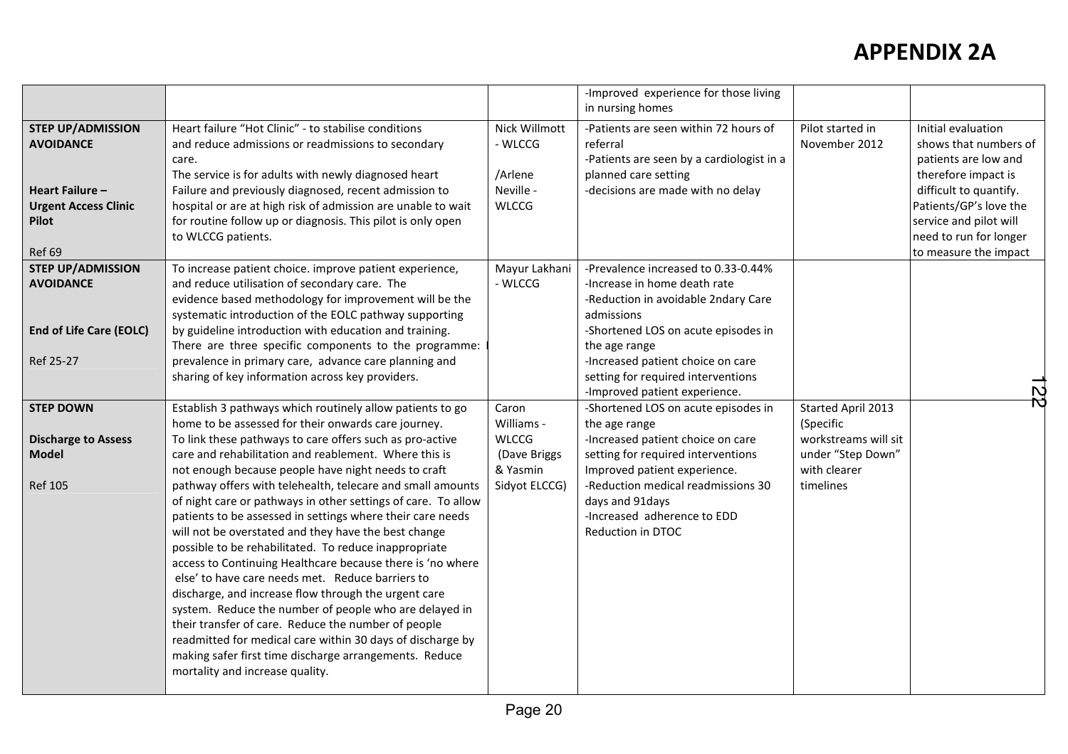# APPENDIX 2A

| | | | | | |
|---|---|---|---|---|---|
| | | | -Improved experience for those living in nursing homes | | |
| **STEP UP/ADMISSION AVOIDANCE**<br><br>**Heart Failure – Urgent Access Clinic Pilot**<br><br>Ref 69 | Heart failure "Hot Clinic" - to stabilise conditions and reduce admissions or readmissions to secondary care.<br>The service is for adults with newly diagnosed heart Failure and previously diagnosed, recent admission to hospital or are at high risk of admission are unable to wait for routine follow up or diagnosis. This pilot is only open to WLCCG patients. | Nick Willmott - WLCCG<br><br>/Arlene Neville - WLCCG | -Patients are seen within 72 hours of referral<br>-Patients are seen by a cardiologist in a planned care setting<br>-decisions are made with no delay | Pilot started in November 2012 | Initial evaluation shows that numbers of patients are low and therefore impact is difficult to quantify. Patients/GP's love the service and pilot will need to run for longer to measure the impact |
| **STEP UP/ADMISSION AVOIDANCE**<br><br>**End of Life Care (EOLC)**<br><br>Ref 25-27 | To increase patient choice. improve patient experience, and reduce utilisation of secondary care. The evidence based methodology for improvement will be the systematic introduction of the EOLC pathway supporting by guideline introduction with education and training. There are three specific components to the programme: prevalence in primary care, advance care planning and sharing of key information across key providers. | Mayur Lakhani - WLCCG | -Prevalence increased to 0.33-0.44%<br>-Increase in home death rate<br>-Reduction in avoidable 2ndary Care admissions<br>-Shortened LOS on acute episodes in the age range<br>-Increased patient choice on care setting for required interventions<br>-Improved patient experience. | | |
| **STEP DOWN**<br><br>**Discharge to Assess Model**<br><br>Ref 105 | Establish 3 pathways which routinely allow patients to go home to be assessed for their onwards care journey. To link these pathways to care offers such as pro-active care and rehabilitation and reablement. Where this is not enough because people have night needs to craft pathway offers with telehealth, telecare and small amounts of night care or pathways in other settings of care. To allow patients to be assessed in settings where their care needs will not be overstated and they have the best change possible to be rehabilitated. To reduce inappropriate access to Continuing Healthcare because there is 'no where else' to have care needs met. Reduce barriers to discharge, and increase flow through the urgent care system. Reduce the number of people who are delayed in their transfer of care. Reduce the number of people readmitted for medical care within 30 days of discharge by making safer first time discharge arrangements. Reduce mortality and increase quality. | Caron Williams - WLCCG (Dave Briggs & Yasmin Sidyot ELCCG) | -Shortened LOS on acute episodes in the age range<br>-Increased patient choice on care setting for required interventions Improved patient experience.<br>-Reduction medical readmissions 30 days and 91days<br>-Increased adherence to EDD Reduction in DTOC | Started April 2013 (Specific workstreams will sit under "Step Down" with clearer timelines | |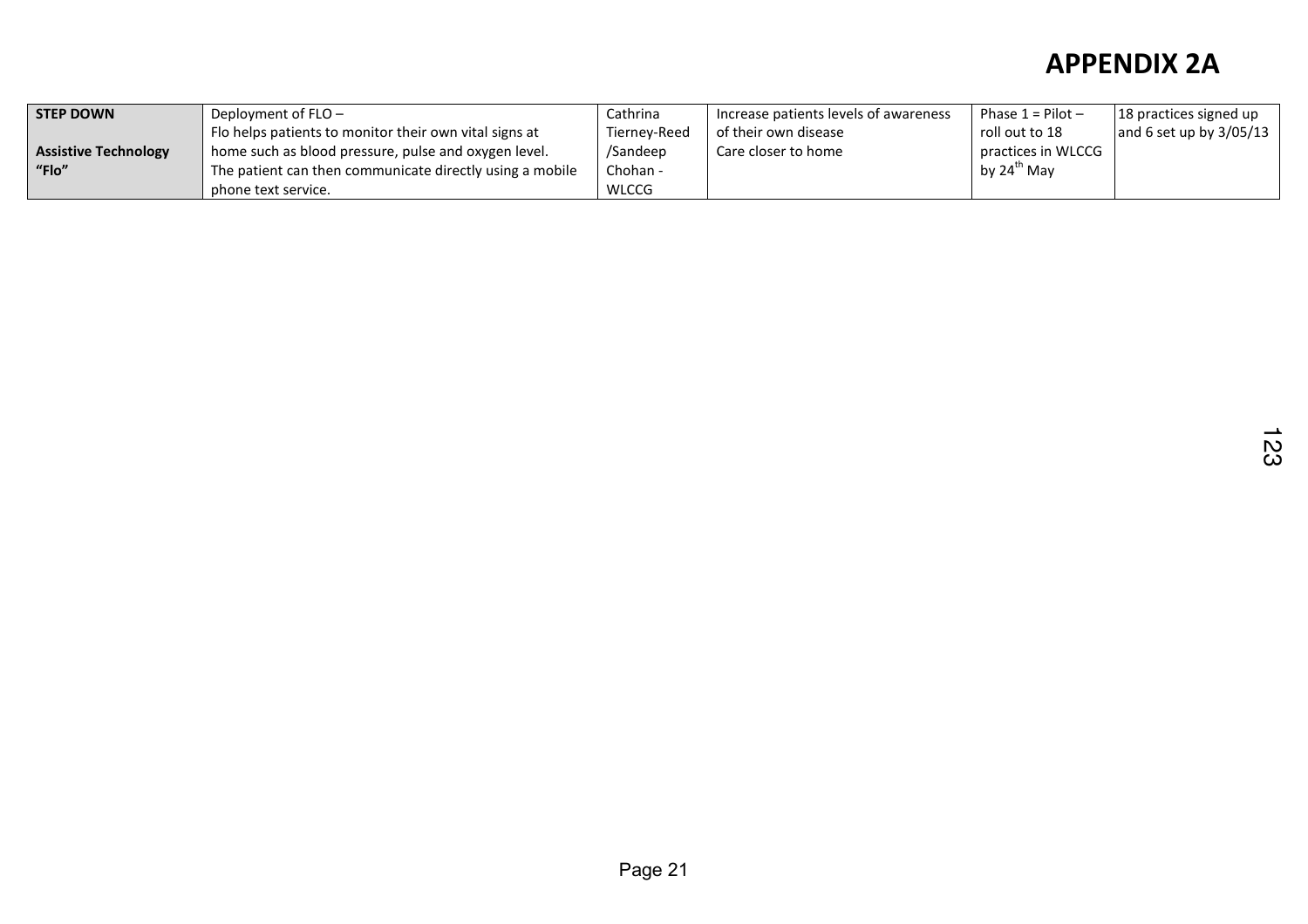## APPENDIX 2A

| **STEP DOWN**<br><br>**Assistive Technology “Flo”** | Deployment of FLO – Flo helps patients to monitor their own vital signs at home such as blood pressure, pulse and oxygen level. The patient can then communicate directly using a mobile phone text service. | Cathrina Tierney-Reed /Sandeep Chohan - WLCCG | Increase patients levels of awareness of their own disease<br>Care closer to home | Phase 1 = Pilot – roll out to 18 practices in WLCCG by 24th May | 18 practices signed up and 6 set up by 3/05/13 |
|---|---|---|---|---|---|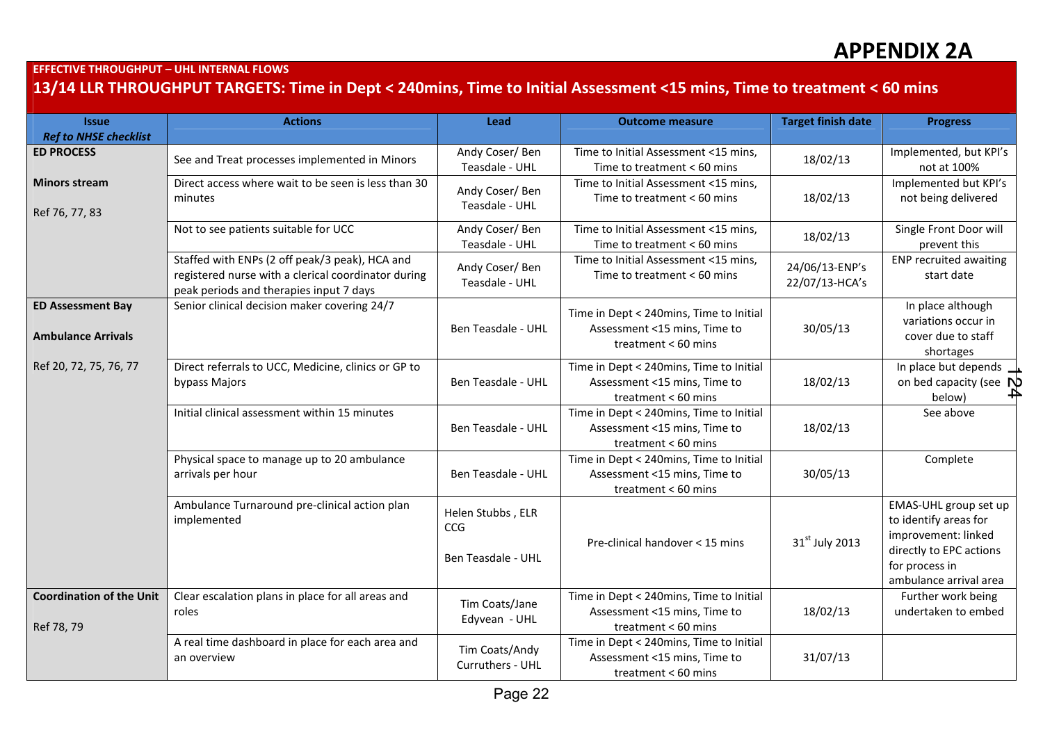# APPENDIX 2A

**EFFECTIVE THROUGHPUT – UHL INTERNAL FLOWS**

## 13/14 LLR THROUGHPUT TARGETS: Time in Dept < 240mins, Time to Initial Assessment <15 mins, Time to treatment < 60 mins

| Issue *Ref to NHSE checklist* | Actions | Lead | Outcome measure | Target finish date | Progress |
|---|---|---|---|---|---|
| **ED PROCESS** **Minors stream** Ref 76, 77, 83 | See and Treat processes implemented in Minors | Andy Coser/ Ben Teasdale - UHL | Time to Initial Assessment <15 mins, Time to treatment < 60 mins | 18/02/13 | Implemented, but KPI's not at 100% |
| | Direct access where wait to be seen is less than 30 minutes | Andy Coser/ Ben Teasdale - UHL | Time to Initial Assessment <15 mins, Time to treatment < 60 mins | 18/02/13 | Implemented but KPI's not being delivered |
| | Not to see patients suitable for UCC | Andy Coser/ Ben Teasdale - UHL | Time to Initial Assessment <15 mins, Time to treatment < 60 mins | 18/02/13 | Single Front Door will prevent this |
| | Staffed with ENPs (2 off peak/3 peak), HCA and registered nurse with a clerical coordinator during peak periods and therapies input 7 days | Andy Coser/ Ben Teasdale - UHL | Time to Initial Assessment <15 mins, Time to treatment < 60 mins | 24/06/13-ENP's 22/07/13-HCA's | ENP recruited awaiting start date |
| **ED Assessment Bay** **Ambulance Arrivals** Ref 20, 72, 75, 76, 77 | Senior clinical decision maker covering 24/7 | Ben Teasdale - UHL | Time in Dept < 240mins, Time to Initial Assessment <15 mins, Time to treatment < 60 mins | 30/05/13 | In place although variations occur in cover due to staff shortages |
| | Direct referrals to UCC, Medicine, clinics or GP to bypass Majors | Ben Teasdale - UHL | Time in Dept < 240mins, Time to Initial Assessment <15 mins, Time to treatment < 60 mins | 18/02/13 | In place but depends on bed capacity (see below) |
| | Initial clinical assessment within 15 minutes | Ben Teasdale - UHL | Time in Dept < 240mins, Time to Initial Assessment <15 mins, Time to treatment < 60 mins | 18/02/13 | See above |
| | Physical space to manage up to 20 ambulance arrivals per hour | Ben Teasdale - UHL | Time in Dept < 240mins, Time to Initial Assessment <15 mins, Time to treatment < 60 mins | 30/05/13 | Complete |
| | Ambulance Turnaround pre-clinical action plan implemented | Helen Stubbs , ELR CCG<br><br>Ben Teasdale - UHL | Pre-clinical handover < 15 mins | 31st July 2013 | EMAS-UHL group set up to identify areas for improvement: linked directly to EPC actions for process in ambulance arrival area |
| **Coordination of the Unit** Ref 78, 79 | Clear escalation plans in place for all areas and roles | Tim Coats/Jane Edyvean - UHL | Time in Dept < 240mins, Time to Initial Assessment <15 mins, Time to treatment < 60 mins | 18/02/13 | Further work being undertaken to embed |
| | A real time dashboard in place for each area and an overview | Tim Coats/Andy Curruthers - UHL | Time in Dept < 240mins, Time to Initial Assessment <15 mins, Time to treatment < 60 mins | 31/07/13 | |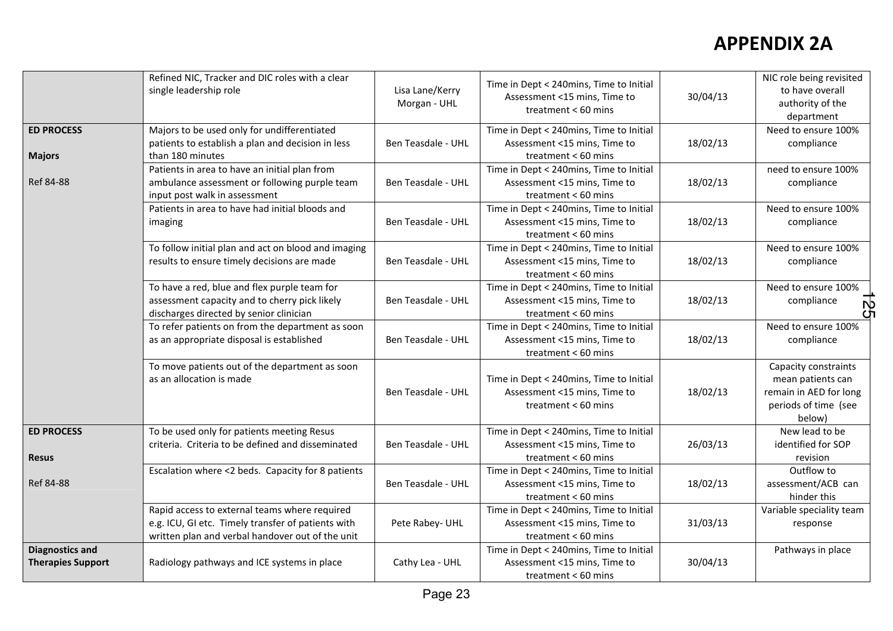# APPENDIX 2A

| | | | | | |
|---|---|---|---|---|---|
| | Refined NIC, Tracker and DIC roles with a clear single leadership role | Lisa Lane/Kerry Morgan - UHL | Time in Dept < 240mins, Time to Initial Assessment <15 mins, Time to treatment < 60 mins | 30/04/13 | NIC role being revisited to have overall authority of the department |
| **ED PROCESS**<br><br>**Majors**<br><br>Ref 84-88 | Majors to be used only for undifferentiated patients to establish a plan and decision in less than 180 minutes | Ben Teasdale - UHL | Time in Dept < 240mins, Time to Initial Assessment <15 mins, Time to treatment < 60 mins | 18/02/13 | Need to ensure 100% compliance |
| | Patients in area to have an initial plan from ambulance assessment or following purple team input post walk in assessment | Ben Teasdale - UHL | Time in Dept < 240mins, Time to Initial Assessment <15 mins, Time to treatment < 60 mins | 18/02/13 | need to ensure 100% compliance |
| | Patients in area to have had initial bloods and imaging | Ben Teasdale - UHL | Time in Dept < 240mins, Time to Initial Assessment <15 mins, Time to treatment < 60 mins | 18/02/13 | Need to ensure 100% compliance |
| | To follow initial plan and act on blood and imaging results to ensure timely decisions are made | Ben Teasdale - UHL | Time in Dept < 240mins, Time to Initial Assessment <15 mins, Time to treatment < 60 mins | 18/02/13 | Need to ensure 100% compliance |
| | To have a red, blue and flex purple team for assessment capacity and to cherry pick likely discharges directed by senior clinician | Ben Teasdale - UHL | Time in Dept < 240mins, Time to Initial Assessment <15 mins, Time to treatment < 60 mins | 18/02/13 | Need to ensure 100% compliance |
| | To refer patients on from the department as soon as an appropriate disposal is established | Ben Teasdale - UHL | Time in Dept < 240mins, Time to Initial Assessment <15 mins, Time to treatment < 60 mins | 18/02/13 | Need to ensure 100% compliance |
| | To move patients out of the department as soon as an allocation is made | Ben Teasdale - UHL | Time in Dept < 240mins, Time to Initial Assessment <15 mins, Time to treatment < 60 mins | 18/02/13 | Capacity constraints mean patients can remain in AED for long periods of time (see below) |
| **ED PROCESS**<br><br>**Resus**<br><br>Ref 84-88 | To be used only for patients meeting Resus criteria. Criteria to be defined and disseminated | Ben Teasdale - UHL | Time in Dept < 240mins, Time to Initial Assessment <15 mins, Time to treatment < 60 mins | 26/03/13 | New lead to be identified for SOP revision |
| | Escalation where <2 beds. Capacity for 8 patients | Ben Teasdale - UHL | Time in Dept < 240mins, Time to Initial Assessment <15 mins, Time to treatment < 60 mins | 18/02/13 | Outflow to assessment/ACB can hinder this |
| | Rapid access to external teams where required e.g. ICU, GI etc. Timely transfer of patients with written plan and verbal handover out of the unit | Pete Rabey- UHL | Time in Dept < 240mins, Time to Initial Assessment <15 mins, Time to treatment < 60 mins | 31/03/13 | Variable speciality team response |
| **Diagnostics and Therapies Support** | Radiology pathways and ICE systems in place | Cathy Lea - UHL | Time in Dept < 240mins, Time to Initial Assessment <15 mins, Time to treatment < 60 mins | 30/04/13 | Pathways in place |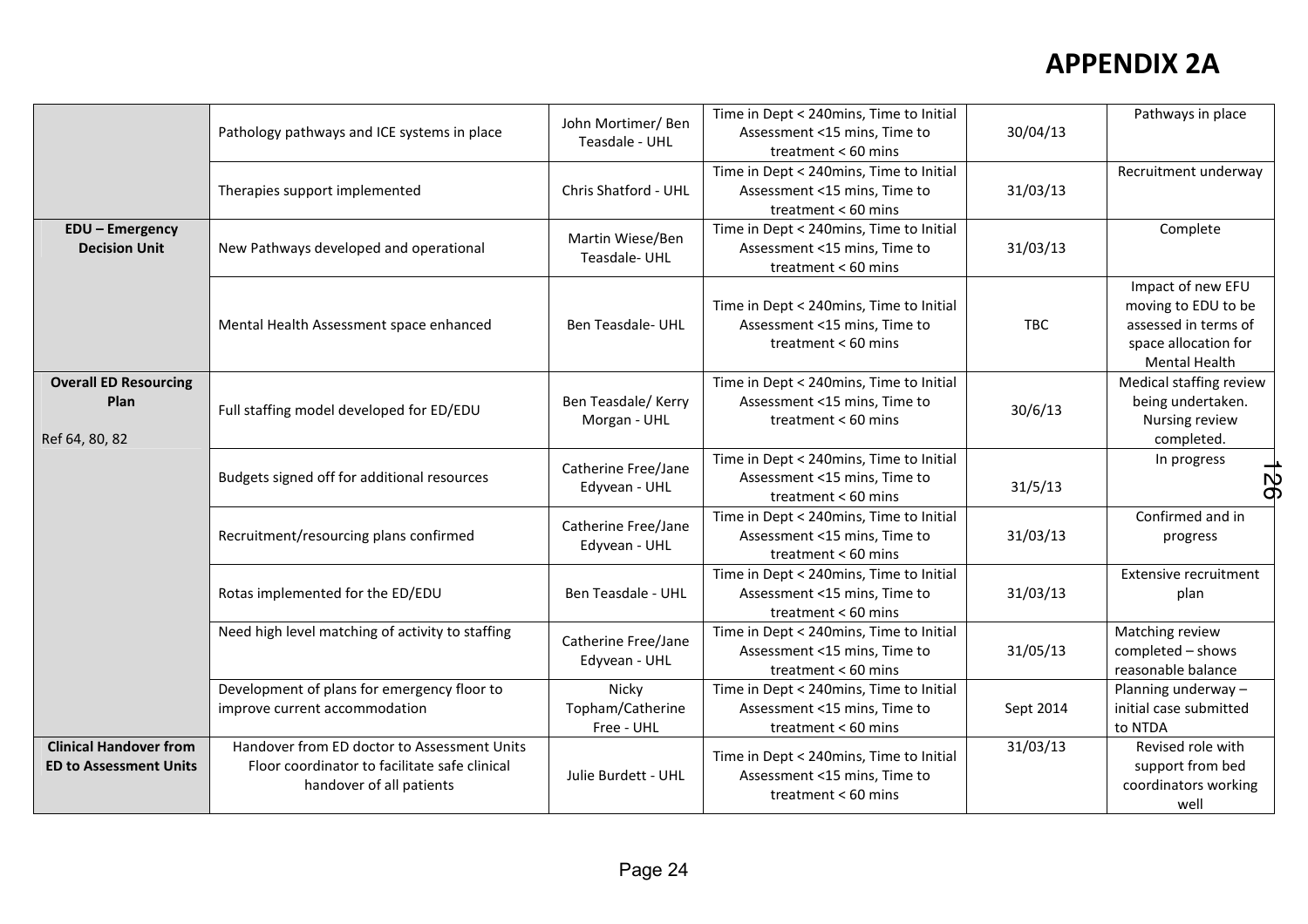# APPENDIX 2A

| | | | | | |
|---|---|---|---|---|---|
| | Pathology pathways and ICE systems in place | John Mortimer/ Ben Teasdale - UHL | Time in Dept < 240mins, Time to Initial Assessment <15 mins, Time to treatment < 60 mins | 30/04/13 | Pathways in place |
| | Therapies support implemented | Chris Shatford - UHL | Time in Dept < 240mins, Time to Initial Assessment <15 mins, Time to treatment < 60 mins | 31/03/13 | Recruitment underway |
| **EDU – Emergency Decision Unit** | New Pathways developed and operational | Martin Wiese/Ben Teasdale- UHL | Time in Dept < 240mins, Time to Initial Assessment <15 mins, Time to treatment < 60 mins | 31/03/13 | Complete |
| | Mental Health Assessment space enhanced | Ben Teasdale- UHL | Time in Dept < 240mins, Time to Initial Assessment <15 mins, Time to treatment < 60 mins | TBC | Impact of new EFU moving to EDU to be assessed in terms of space allocation for Mental Health |
| **Overall ED Resourcing Plan** Ref 64, 80, 82 | Full staffing model developed for ED/EDU | Ben Teasdale/ Kerry Morgan - UHL | Time in Dept < 240mins, Time to Initial Assessment <15 mins, Time to treatment < 60 mins | 30/6/13 | Medical staffing review being undertaken. Nursing review completed. |
| | Budgets signed off for additional resources | Catherine Free/Jane Edyvean - UHL | Time in Dept < 240mins, Time to Initial Assessment <15 mins, Time to treatment < 60 mins | 31/5/13 | In progress |
| | Recruitment/resourcing plans confirmed | Catherine Free/Jane Edyvean - UHL | Time in Dept < 240mins, Time to Initial Assessment <15 mins, Time to treatment < 60 mins | 31/03/13 | Confirmed and in progress |
| | Rotas implemented for the ED/EDU | Ben Teasdale - UHL | Time in Dept < 240mins, Time to Initial Assessment <15 mins, Time to treatment < 60 mins | 31/03/13 | Extensive recruitment plan |
| | Need high level matching of activity to staffing | Catherine Free/Jane Edyvean - UHL | Time in Dept < 240mins, Time to Initial Assessment <15 mins, Time to treatment < 60 mins | 31/05/13 | Matching review completed – shows reasonable balance |
| | Development of plans for emergency floor to improve current accommodation | Nicky Topham/Catherine Free - UHL | Time in Dept < 240mins, Time to Initial Assessment <15 mins, Time to treatment < 60 mins | Sept 2014 | Planning underway – initial case submitted to NTDA |
| **Clinical Handover from ED to Assessment Units** | Handover from ED doctor to Assessment Units Floor coordinator to facilitate safe clinical handover of all patients | Julie Burdett - UHL | Time in Dept < 240mins, Time to Initial Assessment <15 mins, Time to treatment < 60 mins | 31/03/13 | Revised role with support from bed coordinators working well |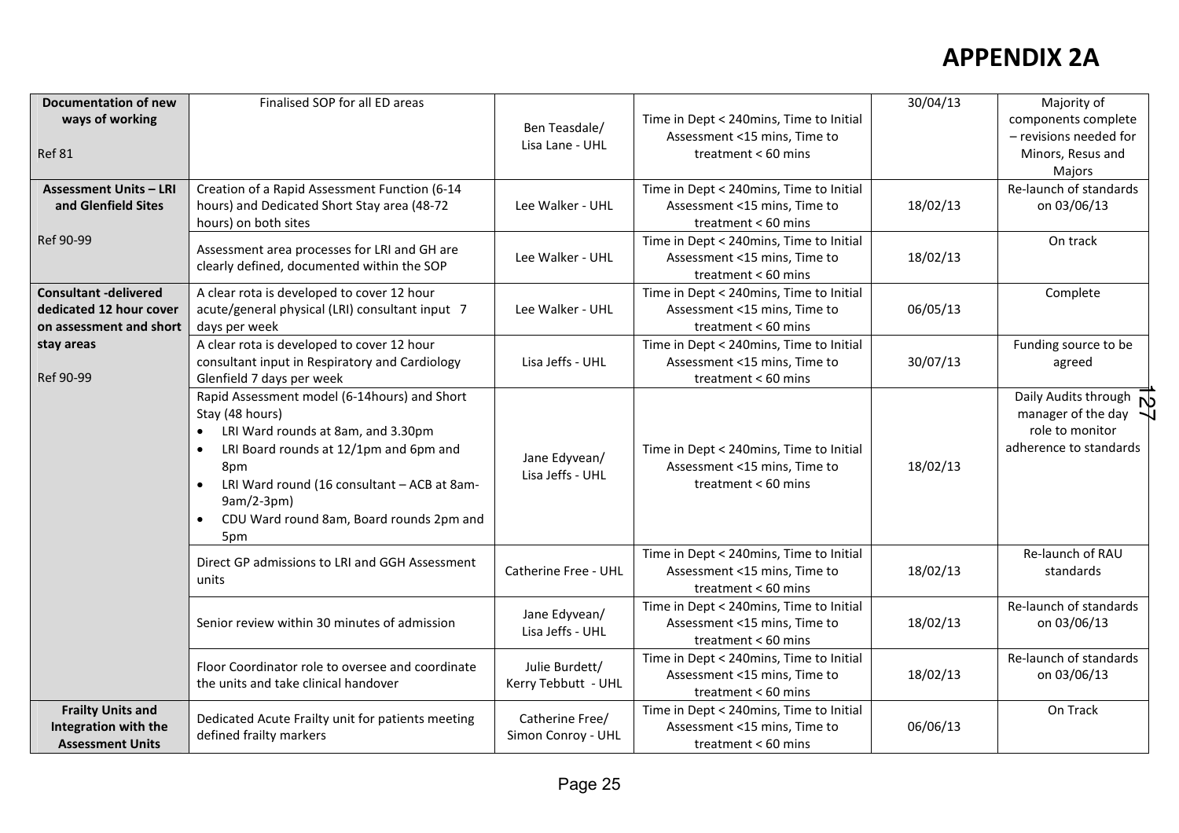# APPENDIX 2A

| | | | | | |
|---|---|---|---|---|---|
| **Documentation of new ways of working**<br><br>Ref 81 | Finalised SOP for all ED areas | Ben Teasdale/ Lisa Lane - UHL | Time in Dept < 240mins, Time to Initial Assessment <15 mins, Time to treatment < 60 mins | 30/04/13 | Majority of components complete – revisions needed for Minors, Resus and Majors |
| **Assessment Units – LRI and Glenfield Sites**<br><br>Ref 90-99 | Creation of a Rapid Assessment Function (6-14 hours) and Dedicated Short Stay area (48-72 hours) on both sites | Lee Walker - UHL | Time in Dept < 240mins, Time to Initial Assessment <15 mins, Time to treatment < 60 mins | 18/02/13 | Re-launch of standards on 03/06/13 |
| | Assessment area processes for LRI and GH are clearly defined, documented within the SOP | Lee Walker - UHL | Time in Dept < 240mins, Time to Initial Assessment <15 mins, Time to treatment < 60 mins | 18/02/13 | On track |
| **Consultant -delivered dedicated 12 hour cover on assessment and short stay areas**<br><br>Ref 90-99 | A clear rota is developed to cover 12 hour acute/general physical (LRI) consultant input 7 days per week | Lee Walker - UHL | Time in Dept < 240mins, Time to Initial Assessment <15 mins, Time to treatment < 60 mins | 06/05/13 | Complete |
| | A clear rota is developed to cover 12 hour consultant input in Respiratory and Cardiology Glenfield 7 days per week | Lisa Jeffs - UHL | Time in Dept < 240mins, Time to Initial Assessment <15 mins, Time to treatment < 60 mins | 30/07/13 | Funding source to be agreed |
| | Rapid Assessment model (6-14hours) and Short Stay (48 hours)<br>• LRI Ward rounds at 8am, and 3.30pm<br>• LRI Board rounds at 12/1pm and 6pm and 8pm<br>• LRI Ward round (16 consultant – ACB at 8am-9am/2-3pm)<br>• CDU Ward round 8am, Board rounds 2pm and 5pm | Jane Edyvean/ Lisa Jeffs - UHL | Time in Dept < 240mins, Time to Initial Assessment <15 mins, Time to treatment < 60 mins | 18/02/13 | Daily Audits through manager of the day role to monitor adherence to standards |
| | Direct GP admissions to LRI and GGH Assessment units | Catherine Free - UHL | Time in Dept < 240mins, Time to Initial Assessment <15 mins, Time to treatment < 60 mins | 18/02/13 | Re-launch of RAU standards |
| | Senior review within 30 minutes of admission | Jane Edyvean/ Lisa Jeffs - UHL | Time in Dept < 240mins, Time to Initial Assessment <15 mins, Time to treatment < 60 mins | 18/02/13 | Re-launch of standards on 03/06/13 |
| | Floor Coordinator role to oversee and coordinate the units and take clinical handover | Julie Burdett/ Kerry Tebbutt - UHL | Time in Dept < 240mins, Time to Initial Assessment <15 mins, Time to treatment < 60 mins | 18/02/13 | Re-launch of standards on 03/06/13 |
| **Frailty Units and Integration with the Assessment Units** | Dedicated Acute Frailty unit for patients meeting defined frailty markers | Catherine Free/ Simon Conroy - UHL | Time in Dept < 240mins, Time to Initial Assessment <15 mins, Time to treatment < 60 mins | 06/06/13 | On Track |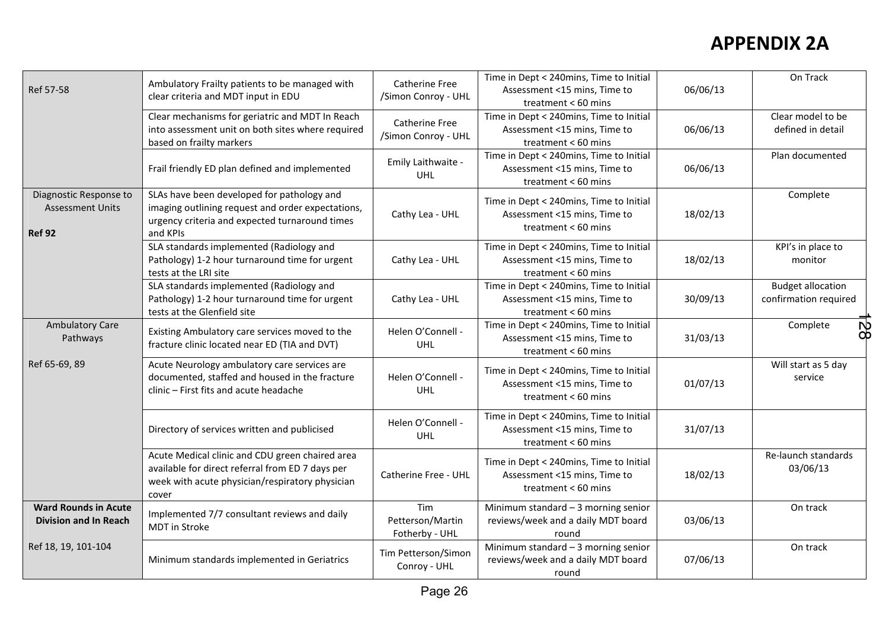# APPENDIX 2A

| | | | | | |
|---|---|---|---|---|---|
| Ref 57-58 | Ambulatory Frailty patients to be managed with clear criteria and MDT input in EDU | Catherine Free /Simon Conroy - UHL | Time in Dept < 240mins, Time to Initial Assessment <15 mins, Time to treatment < 60 mins | 06/06/13 | On Track |
| | Clear mechanisms for geriatric and MDT In Reach into assessment unit on both sites where required based on frailty markers | Catherine Free /Simon Conroy - UHL | Time in Dept < 240mins, Time to Initial Assessment <15 mins, Time to treatment < 60 mins | 06/06/13 | Clear model to be defined in detail |
| | Frail friendly ED plan defined and implemented | Emily Laithwaite - UHL | Time in Dept < 240mins, Time to Initial Assessment <15 mins, Time to treatment < 60 mins | 06/06/13 | Plan documented |
| Diagnostic Response to Assessment Units **Ref 92** | SLAs have been developed for pathology and imaging outlining request and order expectations, urgency criteria and expected turnaround times and KPIs | Cathy Lea - UHL | Time in Dept < 240mins, Time to Initial Assessment <15 mins, Time to treatment < 60 mins | 18/02/13 | Complete |
| | SLA standards implemented (Radiology and Pathology) 1-2 hour turnaround time for urgent tests at the LRI site | Cathy Lea - UHL | Time in Dept < 240mins, Time to Initial Assessment <15 mins, Time to treatment < 60 mins | 18/02/13 | KPI's in place to monitor |
| | SLA standards implemented (Radiology and Pathology) 1-2 hour turnaround time for urgent tests at the Glenfield site | Cathy Lea - UHL | Time in Dept < 240mins, Time to Initial Assessment <15 mins, Time to treatment < 60 mins | 30/09/13 | Budget allocation confirmation required |
| Ambulatory Care Pathways Ref 65-69, 89 | Existing Ambulatory care services moved to the fracture clinic located near ED (TIA and DVT) | Helen O'Connell - UHL | Time in Dept < 240mins, Time to Initial Assessment <15 mins, Time to treatment < 60 mins | 31/03/13 | Complete |
| | Acute Neurology ambulatory care services are documented, staffed and housed in the fracture clinic – First fits and acute headache | Helen O'Connell - UHL | Time in Dept < 240mins, Time to Initial Assessment <15 mins, Time to treatment < 60 mins | 01/07/13 | Will start as 5 day service |
| | Directory of services written and publicised | Helen O'Connell - UHL | Time in Dept < 240mins, Time to Initial Assessment <15 mins, Time to treatment < 60 mins | 31/07/13 | |
| | Acute Medical clinic and CDU green chaired area available for direct referral from ED 7 days per week with acute physician/respiratory physician cover | Catherine Free - UHL | Time in Dept < 240mins, Time to Initial Assessment <15 mins, Time to treatment < 60 mins | 18/02/13 | Re-launch standards 03/06/13 |
| **Ward Rounds in Acute Division and In Reach** Ref 18, 19, 101-104 | Implemented 7/7 consultant reviews and daily MDT in Stroke | Tim Petterson/Martin Fotherby - UHL | Minimum standard – 3 morning senior reviews/week and a daily MDT board round | 03/06/13 | On track |
| | Minimum standards implemented in Geriatrics | Tim Petterson/Simon Conroy - UHL | Minimum standard – 3 morning senior reviews/week and a daily MDT board round | 07/06/13 | On track |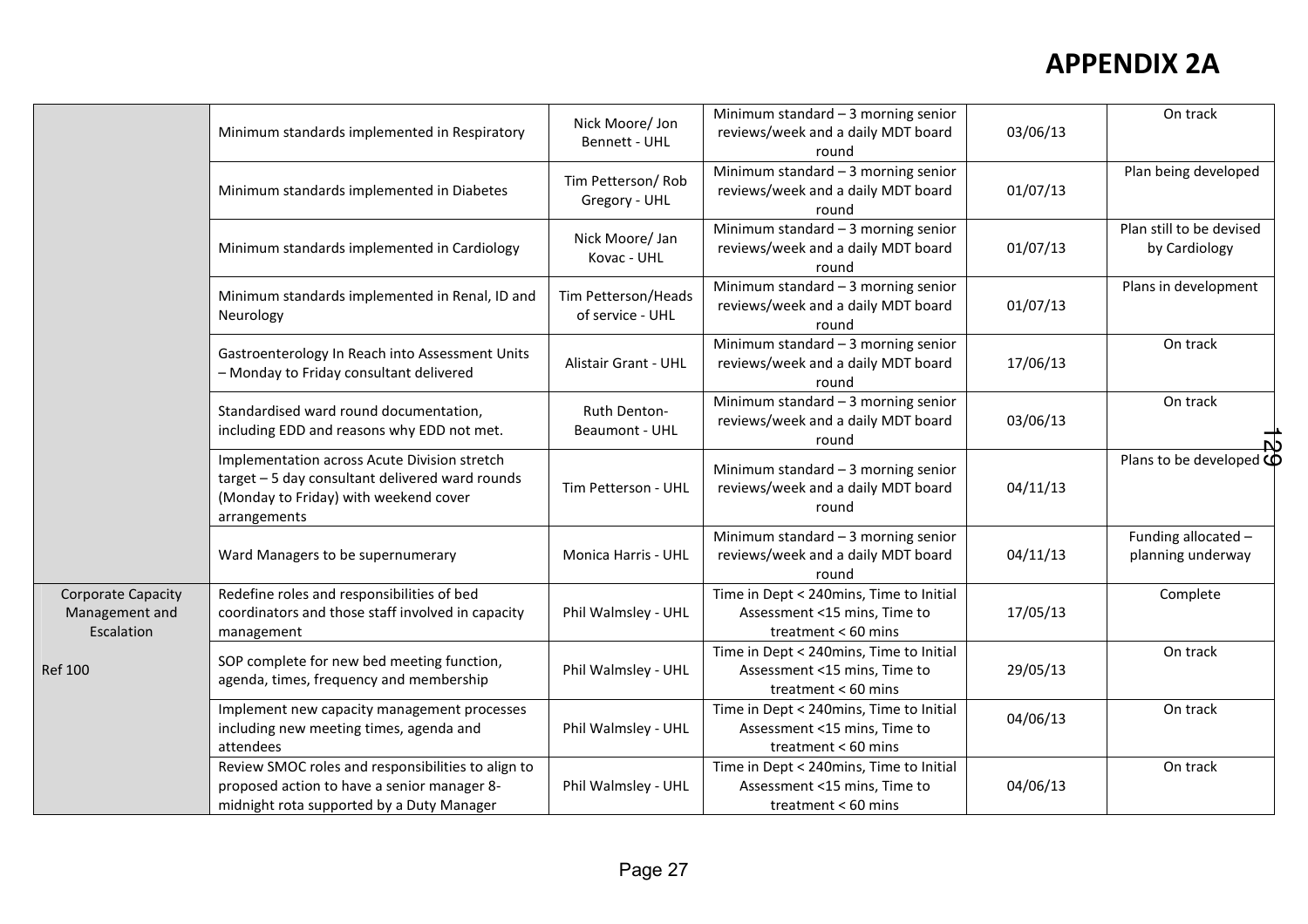# APPENDIX 2A

| | | | | | |
|---|---|---|---|---|---|
| | Minimum standards implemented in Respiratory | Nick Moore/ Jon Bennett - UHL | Minimum standard – 3 morning senior reviews/week and a daily MDT board round | 03/06/13 | On track |
| | Minimum standards implemented in Diabetes | Tim Petterson/ Rob Gregory - UHL | Minimum standard – 3 morning senior reviews/week and a daily MDT board round | 01/07/13 | Plan being developed |
| | Minimum standards implemented in Cardiology | Nick Moore/ Jan Kovac - UHL | Minimum standard – 3 morning senior reviews/week and a daily MDT board round | 01/07/13 | Plan still to be devised by Cardiology |
| | Minimum standards implemented in Renal, ID and Neurology | Tim Petterson/Heads of service - UHL | Minimum standard – 3 morning senior reviews/week and a daily MDT board round | 01/07/13 | Plans in development |
| | Gastroenterology In Reach into Assessment Units – Monday to Friday consultant delivered | Alistair Grant - UHL | Minimum standard – 3 morning senior reviews/week and a daily MDT board round | 17/06/13 | On track |
| | Standardised ward round documentation, including EDD and reasons why EDD not met. | Ruth Denton-Beaumont - UHL | Minimum standard – 3 morning senior reviews/week and a daily MDT board round | 03/06/13 | On track |
| | Implementation across Acute Division stretch target – 5 day consultant delivered ward rounds (Monday to Friday) with weekend cover arrangements | Tim Petterson - UHL | Minimum standard – 3 morning senior reviews/week and a daily MDT board round | 04/11/13 | Plans to be developed |
| | Ward Managers to be supernumerary | Monica Harris - UHL | Minimum standard – 3 morning senior reviews/week and a daily MDT board round | 04/11/13 | Funding allocated – planning underway |
| Corporate Capacity Management and Escalation<br><br>Ref 100 | Redefine roles and responsibilities of bed coordinators and those staff involved in capacity management | Phil Walmsley - UHL | Time in Dept < 240mins, Time to Initial Assessment <15 mins, Time to treatment < 60 mins | 17/05/13 | Complete |
| | SOP complete for new bed meeting function, agenda, times, frequency and membership | Phil Walmsley - UHL | Time in Dept < 240mins, Time to Initial Assessment <15 mins, Time to treatment < 60 mins | 29/05/13 | On track |
| | Implement new capacity management processes including new meeting times, agenda and attendees | Phil Walmsley - UHL | Time in Dept < 240mins, Time to Initial Assessment <15 mins, Time to treatment < 60 mins | 04/06/13 | On track |
| | Review SMOC roles and responsibilities to align to proposed action to have a senior manager 8-midnight rota supported by a Duty Manager | Phil Walmsley - UHL | Time in Dept < 240mins, Time to Initial Assessment <15 mins, Time to treatment < 60 mins | 04/06/13 | On track |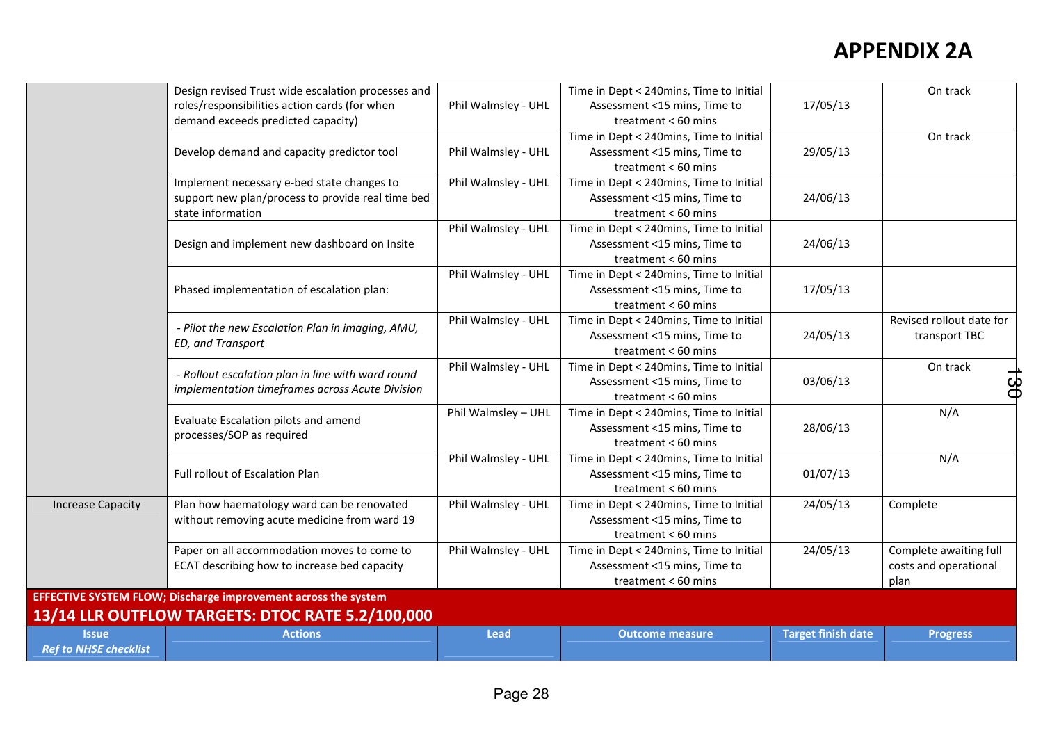# APPENDIX 2A

| | | | | | |
|---|---|---|---|---|---|
| | Design revised Trust wide escalation processes and roles/responsibilities action cards (for when demand exceeds predicted capacity) | Phil Walmsley - UHL | Time in Dept < 240mins, Time to Initial Assessment <15 mins, Time to treatment < 60 mins | 17/05/13 | On track |
| | Develop demand and capacity predictor tool | Phil Walmsley - UHL | Time in Dept < 240mins, Time to Initial Assessment <15 mins, Time to treatment < 60 mins | 29/05/13 | On track |
| | Implement necessary e-bed state changes to support new plan/process to provide real time bed state information | Phil Walmsley - UHL | Time in Dept < 240mins, Time to Initial Assessment <15 mins, Time to treatment < 60 mins | 24/06/13 | |
| | Design and implement new dashboard on Insite | Phil Walmsley - UHL | Time in Dept < 240mins, Time to Initial Assessment <15 mins, Time to treatment < 60 mins | 24/06/13 | |
| | Phased implementation of escalation plan: | Phil Walmsley - UHL | Time in Dept < 240mins, Time to Initial Assessment <15 mins, Time to treatment < 60 mins | 17/05/13 | |
| | *- Pilot the new Escalation Plan in imaging, AMU, ED, and Transport* | Phil Walmsley - UHL | Time in Dept < 240mins, Time to Initial Assessment <15 mins, Time to treatment < 60 mins | 24/05/13 | Revised rollout date for transport TBC |
| | *- Rollout escalation plan in line with ward round implementation timeframes across Acute Division* | Phil Walmsley - UHL | Time in Dept < 240mins, Time to Initial Assessment <15 mins, Time to treatment < 60 mins | 03/06/13 | On track |
| | Evaluate Escalation pilots and amend processes/SOP as required | Phil Walmsley – UHL | Time in Dept < 240mins, Time to Initial Assessment <15 mins, Time to treatment < 60 mins | 28/06/13 | N/A |
| | Full rollout of Escalation Plan | Phil Walmsley - UHL | Time in Dept < 240mins, Time to Initial Assessment <15 mins, Time to treatment < 60 mins | 01/07/13 | N/A |
| Increase Capacity | Plan how haematology ward can be renovated without removing acute medicine from ward 19 | Phil Walmsley - UHL | Time in Dept < 240mins, Time to Initial Assessment <15 mins, Time to treatment < 60 mins | 24/05/13 | Complete |
| | Paper on all accommodation moves to come to ECAT describing how to increase bed capacity | Phil Walmsley - UHL | Time in Dept < 240mins, Time to Initial Assessment <15 mins, Time to treatment < 60 mins | 24/05/13 | Complete awaiting full costs and operational plan |

**EFFECTIVE SYSTEM FLOW; Discharge improvement across the system**

**13/14 LLR OUTFLOW TARGETS: DTOC RATE 5.2/100,000**

| Issue *Ref to NHSE checklist* | Actions | Lead | Outcome measure | Target finish date | Progress |
|---|---|---|---|---|---|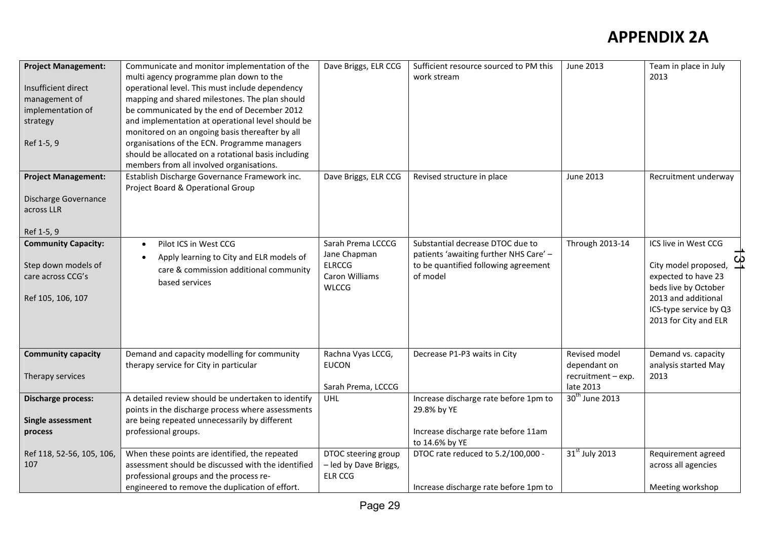# APPENDIX 2A

| | | | | | |
|---|---|---|---|---|---|
| **Project Management:**<br><br>Insufficient direct management of implementation of strategy<br><br>Ref 1-5, 9 | Communicate and monitor implementation of the multi agency programme plan down to the operational level. This must include dependency mapping and shared milestones. The plan should be communicated by the end of December 2012 and implementation at operational level should be monitored on an ongoing basis thereafter by all organisations of the ECN. Programme managers should be allocated on a rotational basis including members from all involved organisations. | Dave Briggs, ELR CCG | Sufficient resource sourced to PM this work stream | June 2013 | Team in place in July 2013 |
| **Project Management:**<br><br>Discharge Governance across LLR<br><br>Ref 1-5, 9 | Establish Discharge Governance Framework inc. Project Board & Operational Group | Dave Briggs, ELR CCG | Revised structure in place | June 2013 | Recruitment underway |
| **Community Capacity:**<br><br>Step down models of care across CCG's<br><br>Ref 105, 106, 107 | • Pilot ICS in West CCG<br>• Apply learning to City and ELR models of care & commission additional community based services | Sarah Prema LCCCG<br>Jane Chapman ELRCCG<br>Caron Williams WLCCG | Substantial decrease DTOC due to patients 'awaiting further NHS Care' – to be quantified following agreement of model | Through 2013-14 | ICS live in West CCG<br><br>City model proposed, expected to have 23 beds live by October 2013 and additional ICS-type service by Q3 2013 for City and ELR |
| **Community capacity**<br><br>Therapy services | Demand and capacity modelling for community therapy service for City in particular | Rachna Vyas LCCG, EUCON<br><br>Sarah Prema, LCCCG | Decrease P1-P3 waits in City | Revised model dependant on recruitment – exp. late 2013 | Demand vs. capacity analysis started May 2013 |
| **Discharge process:**<br><br>**Single assessment process**<br><br>Ref 118, 52-56, 105, 106, 107 | A detailed review should be undertaken to identify points in the discharge process where assessments are being repeated unnecessarily by different professional groups. | UHL | Increase discharge rate before 1pm to 29.8% by YE<br><br>Increase discharge rate before 11am to 14.6% by YE | 30th June 2013 | |
| | When these points are identified, the repeated assessment should be discussed with the identified professional groups and the process re-engineered to remove the duplication of effort. | DTOC steering group – led by Dave Briggs, ELR CCG | DTOC rate reduced to 5.2/100,000 -<br><br>Increase discharge rate before 1pm to | 31st July 2013 | Requirement agreed across all agencies<br><br>Meeting workshop |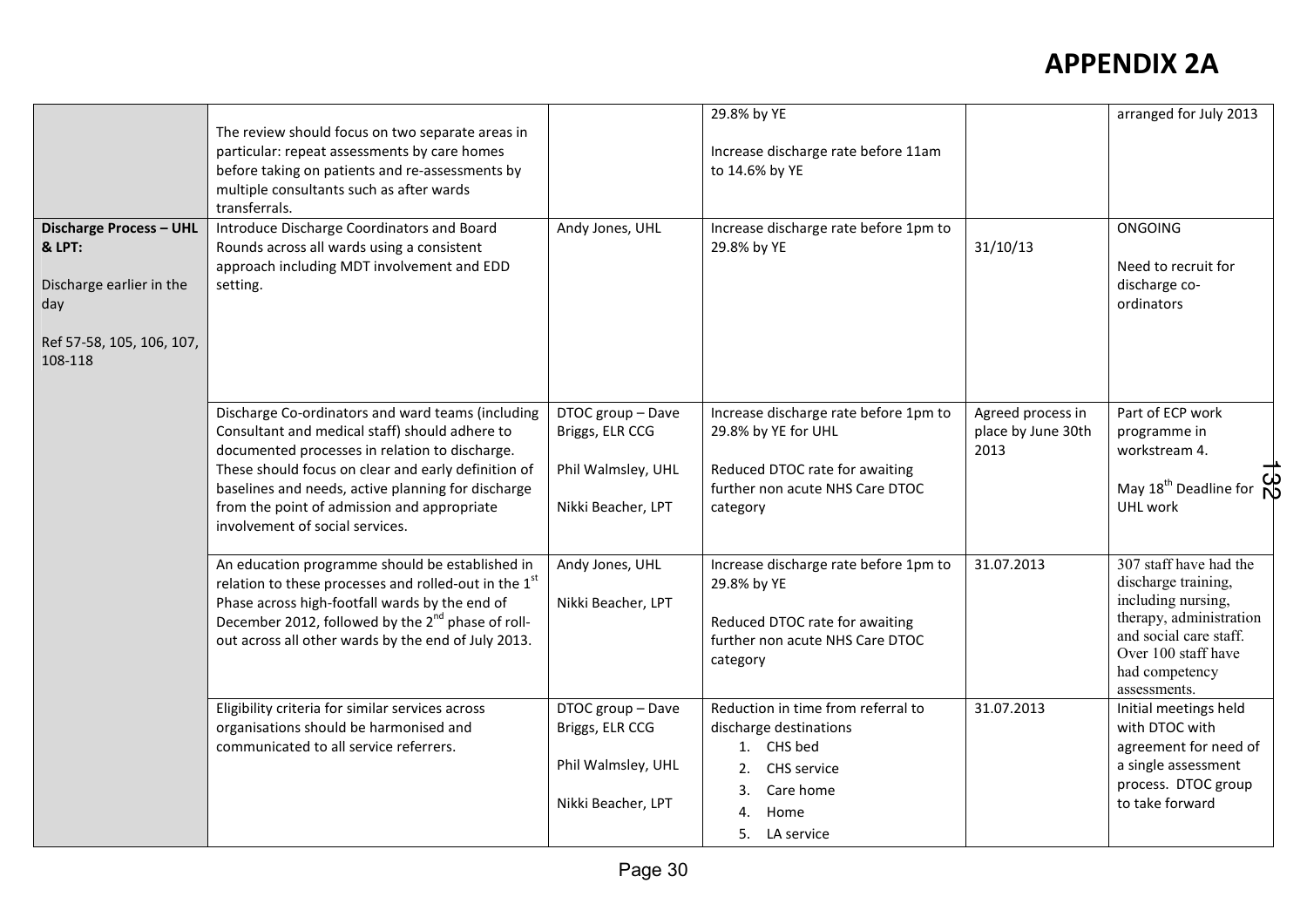# APPENDIX 2A

| | | | | | |
|---|---|---|---|---|---|
| | The review should focus on two separate areas in particular: repeat assessments by care homes before taking on patients and re-assessments by multiple consultants such as after wards transferrals. | | 29.8% by YE<br><br>Increase discharge rate before 11am to 14.6% by YE | | arranged for July 2013 |
| **Discharge Process – UHL & LPT:**<br><br>Discharge earlier in the day<br><br>Ref 57-58, 105, 106, 107, 108-118 | Introduce Discharge Coordinators and Board Rounds across all wards using a consistent approach including MDT involvement and EDD setting. | Andy Jones, UHL | Increase discharge rate before 1pm to 29.8% by YE | 31/10/13 | ONGOING<br><br>Need to recruit for discharge co-ordinators |
| | Discharge Co-ordinators and ward teams (including Consultant and medical staff) should adhere to documented processes in relation to discharge. These should focus on clear and early definition of baselines and needs, active planning for discharge from the point of admission and appropriate involvement of social services. | DTOC group – Dave Briggs, ELR CCG<br><br>Phil Walmsley, UHL<br><br>Nikki Beacher, LPT | Increase discharge rate before 1pm to 29.8% by YE for UHL<br><br>Reduced DTOC rate for awaiting further non acute NHS Care DTOC category | Agreed process in place by June 30th 2013 | Part of ECP work programme in workstream 4.<br><br>May 18th Deadline for UHL work |
| | An education programme should be established in relation to these processes and rolled-out in the 1st Phase across high-footfall wards by the end of December 2012, followed by the 2nd phase of roll-out across all other wards by the end of July 2013. | Andy Jones, UHL<br><br>Nikki Beacher, LPT | Increase discharge rate before 1pm to 29.8% by YE<br><br>Reduced DTOC rate for awaiting further non acute NHS Care DTOC category | 31.07.2013 | 307 staff have had the discharge training, including nursing, therapy, administration and social care staff. Over 100 staff have had competency assessments. |
| | Eligibility criteria for similar services across organisations should be harmonised and communicated to all service referrers. | DTOC group – Dave Briggs, ELR CCG<br><br>Phil Walmsley, UHL<br><br>Nikki Beacher, LPT | Reduction in time from referral to discharge destinations<br>1. CHS bed<br>2. CHS service<br>3. Care home<br>4. Home<br>5. LA service | 31.07.2013 | Initial meetings held with DTOC with agreement for need of a single assessment process. DTOC group to take forward |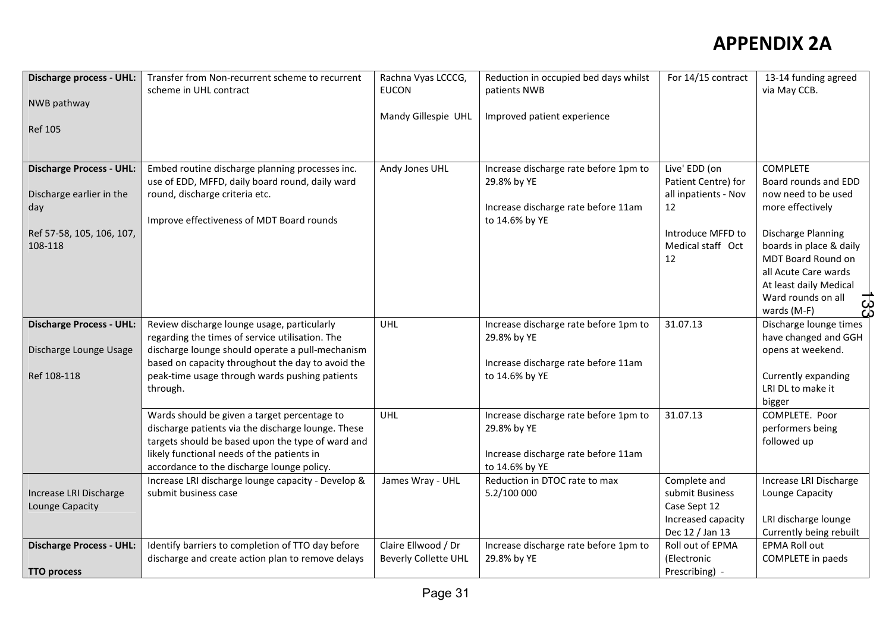# APPENDIX 2A

| | | | | | |
|---|---|---|---|---|---|
| **Discharge process - UHL:**<br><br>NWB pathway<br><br>Ref 105 | Transfer from Non-recurrent scheme to recurrent scheme in UHL contract | Rachna Vyas LCCCG, EUCON<br><br>Mandy Gillespie UHL | Reduction in occupied bed days whilst patients NWB<br><br>Improved patient experience | For 14/15 contract | 13-14 funding agreed via May CCB. |
| **Discharge Process - UHL:**<br><br>Discharge earlier in the day<br><br>Ref 57-58, 105, 106, 107, 108-118 | Embed routine discharge planning processes inc. use of EDD, MFFD, daily board round, daily ward round, discharge criteria etc.<br><br>Improve effectiveness of MDT Board rounds | Andy Jones UHL | Increase discharge rate before 1pm to 29.8% by YE<br><br>Increase discharge rate before 11am to 14.6% by YE | Live' EDD (on Patient Centre) for all inpatients - Nov 12<br><br>Introduce MFFD to Medical staff Oct 12 | COMPLETE<br>Board rounds and EDD now need to be used more effectively<br><br>Discharge Planning boards in place & daily MDT Board Round on all Acute Care wards<br>At least daily Medical Ward rounds on all wards (M-F) |
| **Discharge Process - UHL:**<br><br>Discharge Lounge Usage<br><br>Ref 108-118 | Review discharge lounge usage, particularly regarding the times of service utilisation. The discharge lounge should operate a pull-mechanism based on capacity throughout the day to avoid the peak-time usage through wards pushing patients through. | UHL | Increase discharge rate before 1pm to 29.8% by YE<br><br>Increase discharge rate before 11am to 14.6% by YE | 31.07.13 | Discharge lounge times have changed and GGH opens at weekend.<br><br>Currently expanding LRI DL to make it bigger |
| | Wards should be given a target percentage to discharge patients via the discharge lounge. These targets should be based upon the type of ward and likely functional needs of the patients in accordance to the discharge lounge policy. | UHL | Increase discharge rate before 1pm to 29.8% by YE<br><br>Increase discharge rate before 11am to 14.6% by YE | 31.07.13 | COMPLETE. Poor performers being followed up |
| Increase LRI Discharge Lounge Capacity | Increase LRI discharge lounge capacity - Develop & submit business case | James Wray - UHL | Reduction in DTOC rate to max 5.2/100 000 | Complete and submit Business Case Sept 12<br>Increased capacity Dec 12 / Jan 13 | Increase LRI Discharge Lounge Capacity<br><br>LRI discharge lounge Currently being rebuilt |
| **Discharge Process - UHL:**<br><br>**TTO process** | Identify barriers to completion of TTO day before discharge and create action plan to remove delays | Claire Ellwood / Dr Beverly Collette UHL | Increase discharge rate before 1pm to 29.8% by YE | Roll out of EPMA (Electronic Prescribing) - | EPMA Roll out COMPLETE in paeds |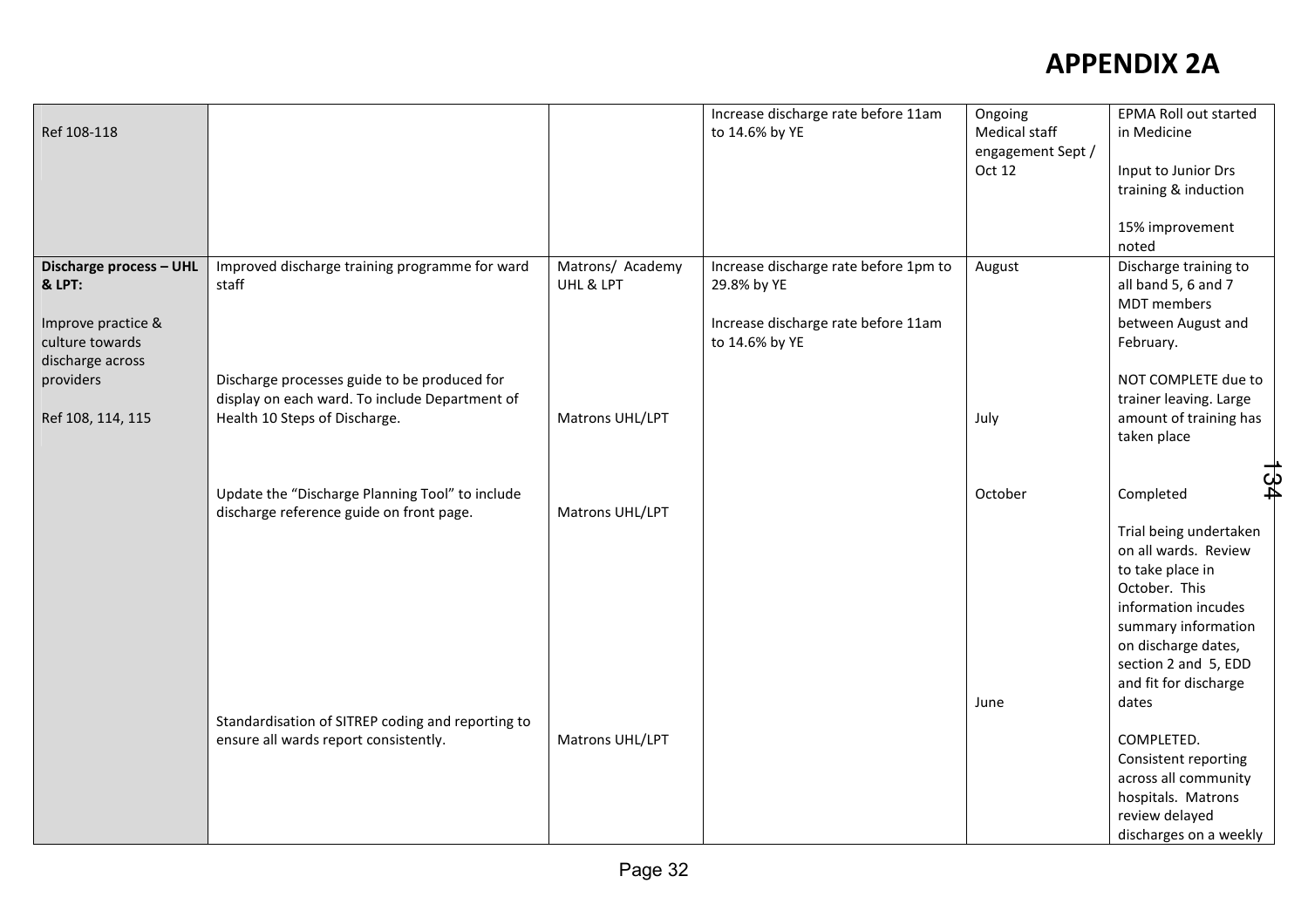# APPENDIX 2A

| | | | | | |
|---|---|---|---|---|---|
| Ref 108-118 | | | Increase discharge rate before 11am to 14.6% by YE | Ongoing<br>Medical staff engagement Sept / Oct 12 | EPMA Roll out started in Medicine<br><br>Input to Junior Drs training & induction<br><br>15% improvement noted |
| **Discharge process – UHL & LPT:**<br><br>Improve practice & culture towards discharge across providers<br><br>Ref 108, 114, 115 | Improved discharge training programme for ward staff<br><br>Discharge processes guide to be produced for display on each ward. To include Department of Health 10 Steps of Discharge.<br><br>Update the "Discharge Planning Tool" to include discharge reference guide on front page.<br><br>Standardisation of SITREP coding and reporting to ensure all wards report consistently. | Matrons/ Academy UHL & LPT<br><br>Matrons UHL/LPT<br><br>Matrons UHL/LPT<br><br>Matrons UHL/LPT | Increase discharge rate before 1pm to 29.8% by YE<br><br>Increase discharge rate before 11am to 14.6% by YE | August<br><br>July<br><br>October<br><br>June | Discharge training to all band 5, 6 and 7 MDT members between August and February.<br><br>NOT COMPLETE due to trainer leaving. Large amount of training has taken place<br><br>Completed<br><br>Trial being undertaken on all wards. Review to take place in October. This information incudes summary information on discharge dates, section 2 and 5, EDD and fit for discharge dates<br><br>COMPLETED. Consistent reporting across all community hospitals. Matrons review delayed discharges on a weekly |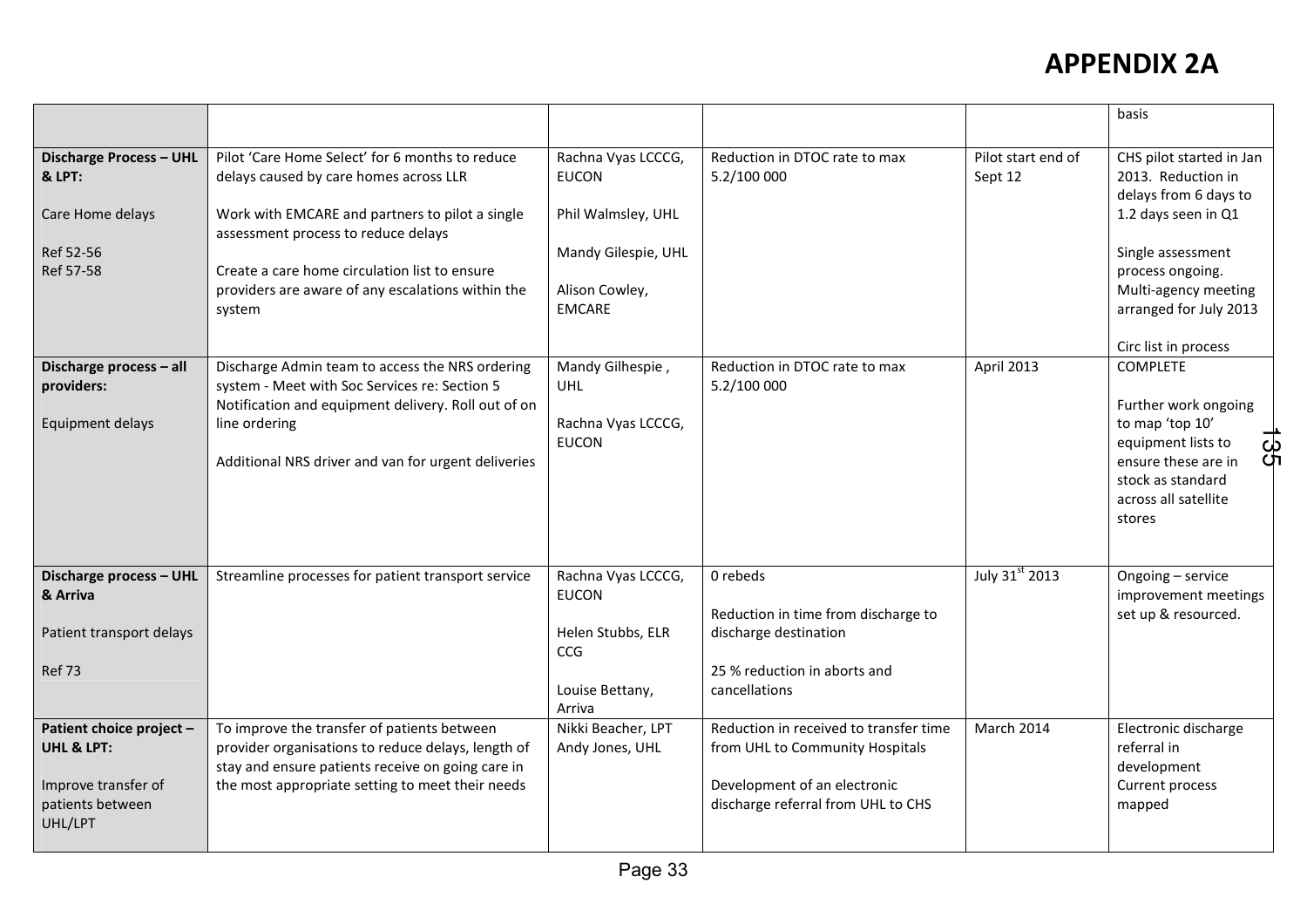# APPENDIX 2A

| | | | | | |
|---|---|---|---|---|---|
| | | | | | basis |
| **Discharge Process – UHL & LPT:**<br><br>Care Home delays<br><br>Ref 52-56<br>Ref 57-58 | Pilot 'Care Home Select' for 6 months to reduce delays caused by care homes across LLR<br><br>Work with EMCARE and partners to pilot a single assessment process to reduce delays<br><br>Create a care home circulation list to ensure providers are aware of any escalations within the system | Rachna Vyas LCCCG, EUCON<br><br>Phil Walmsley, UHL<br><br>Mandy Gilespie, UHL<br><br>Alison Cowley, EMCARE | Reduction in DTOC rate to max 5.2/100 000 | Pilot start end of Sept 12 | CHS pilot started in Jan 2013. Reduction in delays from 6 days to 1.2 days seen in Q1<br><br>Single assessment process ongoing. Multi-agency meeting arranged for July 2013<br><br>Circ list in process |
| **Discharge process – all providers:**<br><br>Equipment delays | Discharge Admin team to access the NRS ordering system - Meet with Soc Services re: Section 5 Notification and equipment delivery. Roll out of on line ordering<br><br>Additional NRS driver and van for urgent deliveries | Mandy Gilhespie , UHL<br><br>Rachna Vyas LCCCG, EUCON | Reduction in DTOC rate to max 5.2/100 000 | April 2013 | COMPLETE<br><br>Further work ongoing to map 'top 10' equipment lists to ensure these are in stock as standard across all satellite stores |
| **Discharge process – UHL & Arriva**<br><br>Patient transport delays<br><br>Ref 73 | Streamline processes for patient transport service | Rachna Vyas LCCCG, EUCON<br><br>Helen Stubbs, ELR CCG<br><br>Louise Bettany, Arriva | 0 rebeds<br><br>Reduction in time from discharge to discharge destination<br><br>25 % reduction in aborts and cancellations | July 31st 2013 | Ongoing – service improvement meetings set up & resourced. |
| **Patient choice project – UHL & LPT:**<br><br>Improve transfer of patients between UHL/LPT | To improve the transfer of patients between provider organisations to reduce delays, length of stay and ensure patients receive on going care in the most appropriate setting to meet their needs | Nikki Beacher, LPT<br>Andy Jones, UHL | Reduction in received to transfer time from UHL to Community Hospitals<br><br>Development of an electronic discharge referral from UHL to CHS | March 2014 | Electronic discharge referral in development<br>Current process mapped |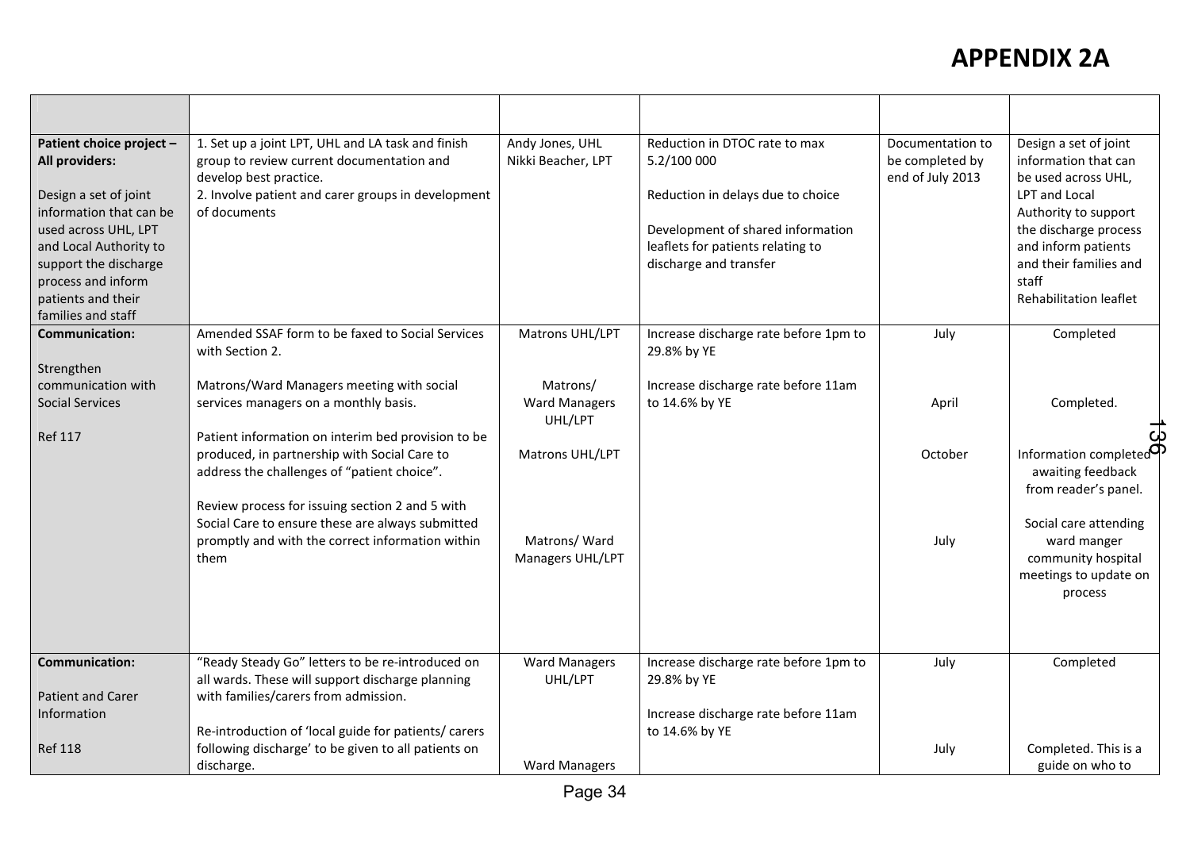# APPENDIX 2A

| | | | | | |
|---|---|---|---|---|---|
| **Patient choice project – All providers:**<br><br>Design a set of joint information that can be used across UHL, LPT and Local Authority to support the discharge process and inform patients and their families and staff | 1. Set up a joint LPT, UHL and LA task and finish group to review current documentation and develop best practice.<br>2. Involve patient and carer groups in development of documents | Andy Jones, UHL<br>Nikki Beacher, LPT | Reduction in DTOC rate to max 5.2/100 000<br><br>Reduction in delays due to choice<br><br>Development of shared information leaflets for patients relating to discharge and transfer | Documentation to be completed by end of July 2013 | Design a set of joint information that can be used across UHL, LPT and Local Authority to support the discharge process and inform patients and their families and staff<br>Rehabilitation leaflet |
| **Communication:**<br><br>Strengthen communication with Social Services<br><br>Ref 117 | Amended SSAF form to be faxed to Social Services with Section 2.<br><br>Matrons/Ward Managers meeting with social services managers on a monthly basis.<br><br>Patient information on interim bed provision to be produced, in partnership with Social Care to address the challenges of "patient choice".<br><br>Review process for issuing section 2 and 5 with Social Care to ensure these are always submitted promptly and with the correct information within them | Matrons UHL/LPT<br><br>Matrons/ Ward Managers UHL/LPT<br><br>Matrons UHL/LPT<br><br>Matrons/ Ward Managers UHL/LPT | Increase discharge rate before 1pm to 29.8% by YE<br><br>Increase discharge rate before 11am to 14.6% by YE | July<br><br>April<br><br>October<br><br>July | Completed<br><br>Completed.<br><br>Information completed awaiting feedback from reader's panel.<br><br>Social care attending ward manger community hospital meetings to update on process |
| **Communication:**<br><br>Patient and Carer Information<br><br>Ref 118 | "Ready Steady Go" letters to be re-introduced on all wards. These will support discharge planning with families/carers from admission.<br><br>Re-introduction of 'local guide for patients/ carers following discharge' to be given to all patients on discharge. | Ward Managers UHL/LPT<br><br>Ward Managers | Increase discharge rate before 1pm to 29.8% by YE<br><br>Increase discharge rate before 11am to 14.6% by YE | July<br><br>July | Completed<br><br>Completed. This is a guide on who to |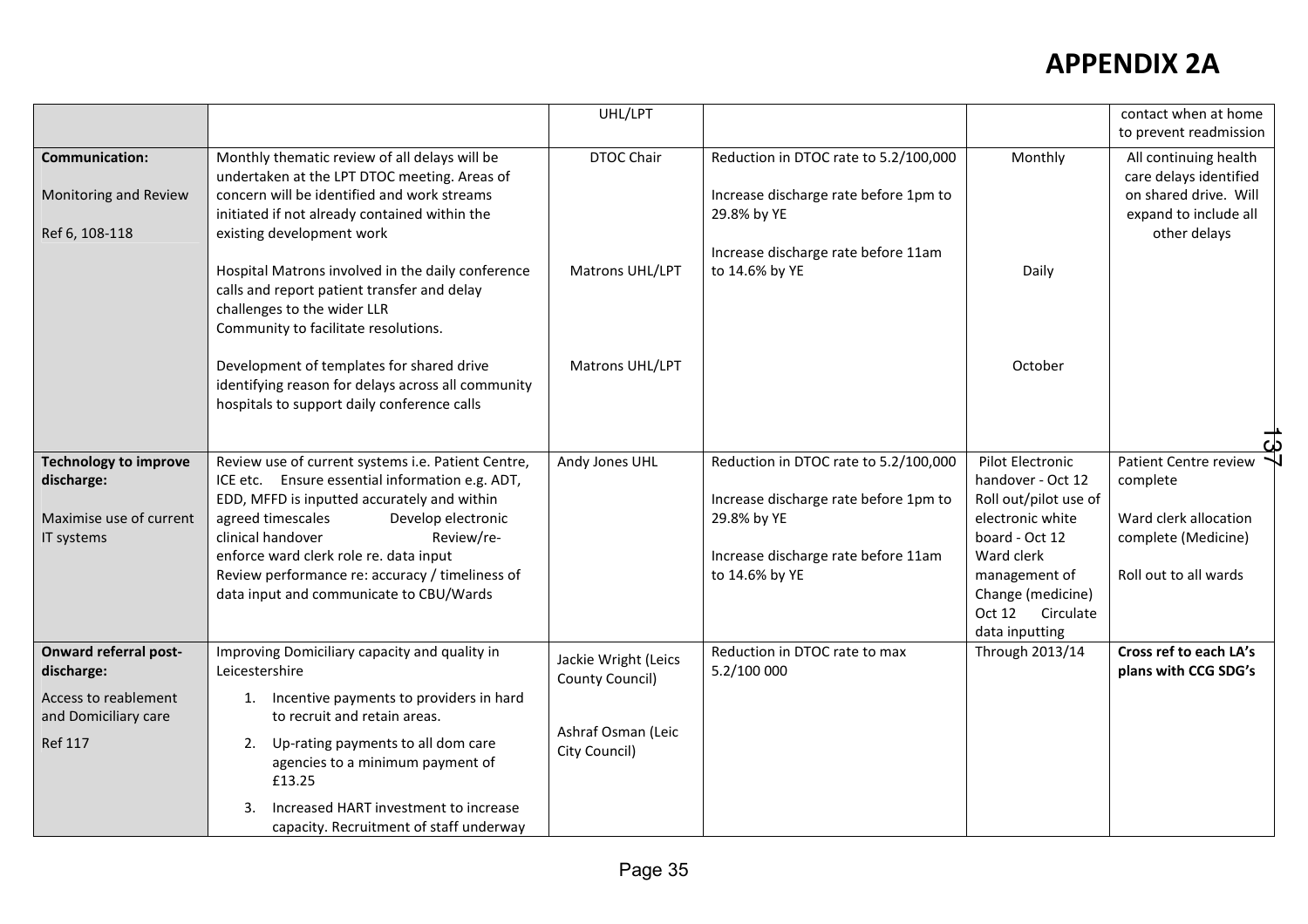# APPENDIX 2A

| | | | | | |
|---|---|---|---|---|---|
| | | UHL/LPT | | | contact when at home to prevent readmission |
| **Communication:**<br><br>Monitoring and Review<br><br>Ref 6, 108-118 | Monthly thematic review of all delays will be undertaken at the LPT DTOC meeting. Areas of concern will be identified and work streams initiated if not already contained within the existing development work<br><br>Hospital Matrons involved in the daily conference calls and report patient transfer and delay challenges to the wider LLR Community to facilitate resolutions.<br><br>Development of templates for shared drive identifying reason for delays across all community hospitals to support daily conference calls | DTOC Chair<br><br>Matrons UHL/LPT<br><br>Matrons UHL/LPT | Reduction in DTOC rate to 5.2/100,000<br><br>Increase discharge rate before 1pm to 29.8% by YE<br><br>Increase discharge rate before 11am to 14.6% by YE | Monthly<br><br>Daily<br><br>October | All continuing health care delays identified on shared drive. Will expand to include all other delays |
| **Technology to improve discharge:**<br><br>Maximise use of current IT systems | Review use of current systems i.e. Patient Centre, ICE etc. Ensure essential information e.g. ADT, EDD, MFFD is inputted accurately and within agreed timescales Develop electronic clinical handover Review/re-enforce ward clerk role re. data input<br>Review performance re: accuracy / timeliness of data input and communicate to CBU/Wards | Andy Jones UHL | Reduction in DTOC rate to 5.2/100,000<br><br>Increase discharge rate before 1pm to 29.8% by YE<br><br>Increase discharge rate before 11am to 14.6% by YE | Pilot Electronic handover - Oct 12<br>Roll out/pilot use of electronic white board - Oct 12<br>Ward clerk management of Change (medicine) Oct 12 Circulate data inputting | Patient Centre review complete<br><br>Ward clerk allocation complete (Medicine)<br><br>Roll out to all wards |
| **Onward referral post-discharge:**<br><br>Access to reablement and Domiciliary care<br><br>Ref 117 | Improving Domiciliary capacity and quality in Leicestershire<br>1. Incentive payments to providers in hard to recruit and retain areas.<br>2. Up-rating payments to all dom care agencies to a minimum payment of £13.25<br>3. Increased HART investment to increase capacity. Recruitment of staff underway | Jackie Wright (Leics County Council)<br><br>Ashraf Osman (Leic City Council) | Reduction in DTOC rate to max 5.2/100 000 | Through 2013/14 | **Cross ref to each LA's plans with CCG SDG's** |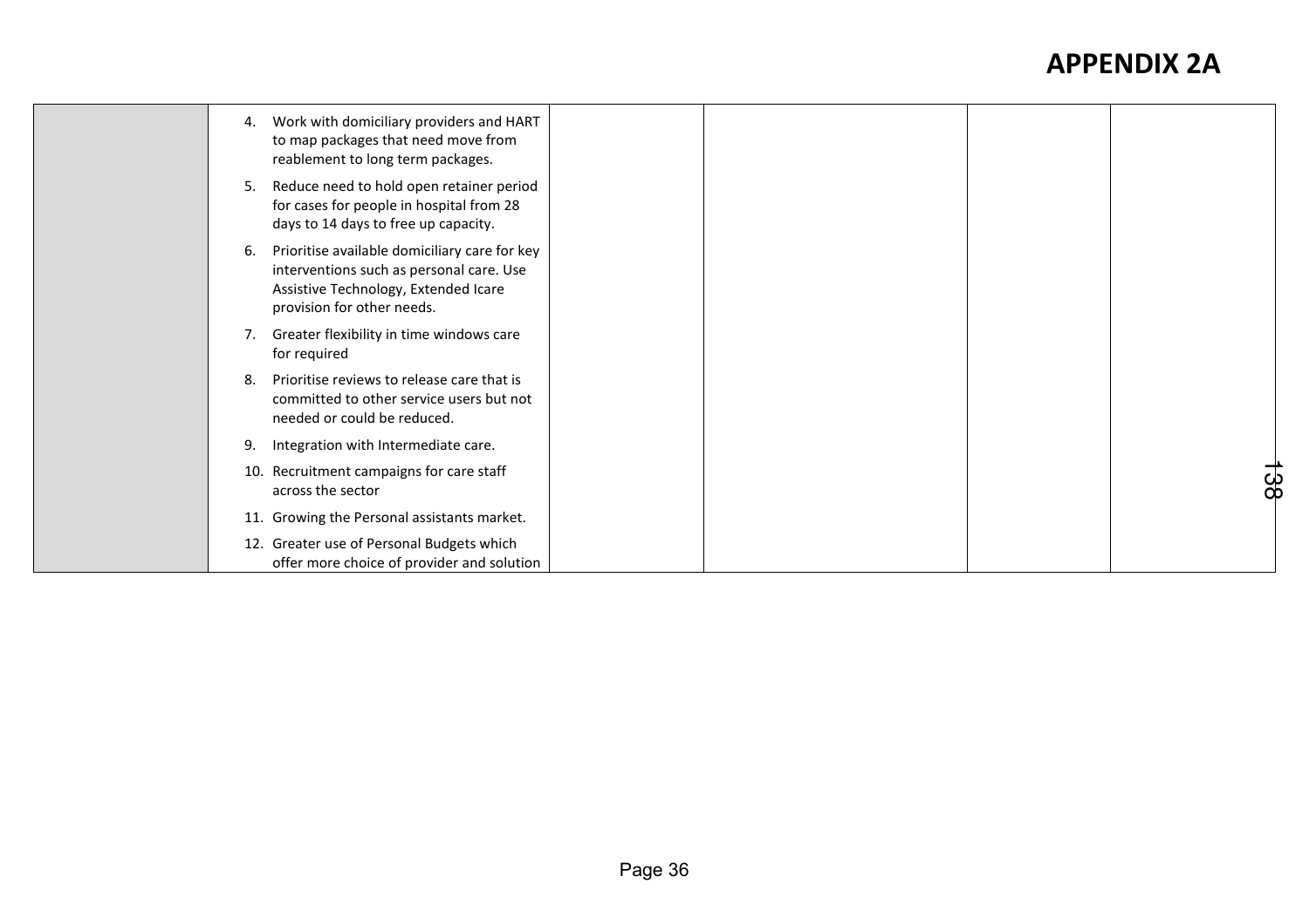# APPENDIX 2A

| | | | | | |
|---|---|---|---|---|---|
| | 4. Work with domiciliary providers and HART to map packages that need move from reablement to long term packages.<br>5. Reduce need to hold open retainer period for cases for people in hospital from 28 days to 14 days to free up capacity.<br>6. Prioritise available domiciliary care for key interventions such as personal care. Use Assistive Technology, Extended Icare provision for other needs.<br>7. Greater flexibility in time windows care for required<br>8. Prioritise reviews to release care that is committed to other service users but not needed or could be reduced.<br>9. Integration with Intermediate care.<br>10. Recruitment campaigns for care staff across the sector<br>11. Growing the Personal assistants market.<br>12. Greater use of Personal Budgets which offer more choice of provider and solution | | | | |